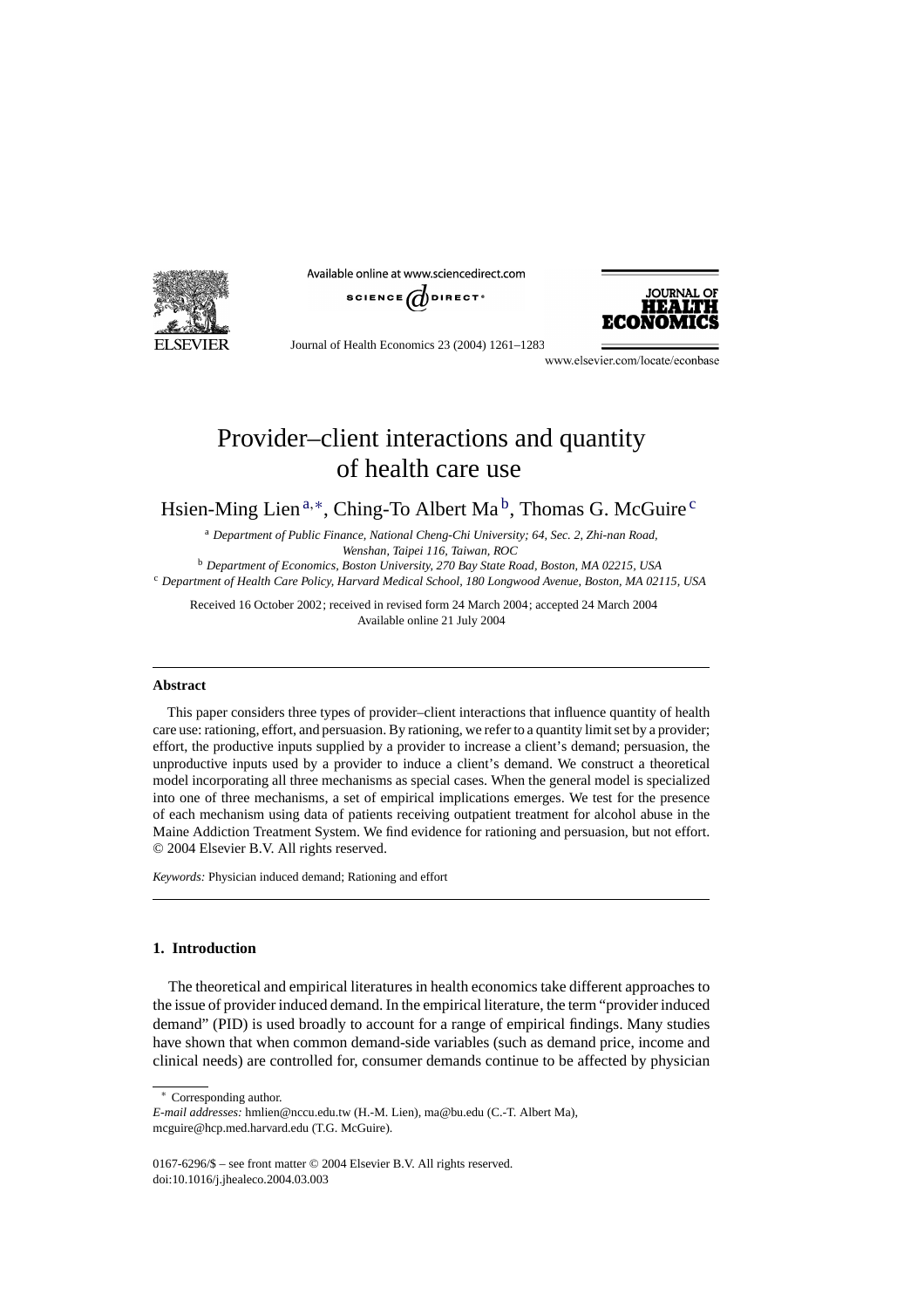# Provider–client interactions and quantity of health care use

Hsien-Ming Lien[a,*], Ching-To Albert Ma[b], Thomas G. McGuire[c]

[a] *Department of Public Finance, National Cheng-Chi University; 64, Sec. 2, Zhi-nan Road, Wenshan, Taipei 116, Taiwan, ROC*

[b] *Department of Economics, Boston University, 270 Bay State Road, Boston, MA 02215, USA*

[c] *Department of Health Care Policy, Harvard Medical School, 180 Longwood Avenue, Boston, MA 02115, USA*

Received 16 October 2002; received in revised form 24 March 2004; accepted 24 March 2004
Available online 21 July 2004

---

## Abstract

This paper considers three types of provider–client interactions that influence quantity of health care use: rationing, effort, and persuasion. By rationing, we refer to a quantity limit set by a provider; effort, the productive inputs supplied by a provider to increase a client's demand; persuasion, the unproductive inputs used by a provider to induce a client's demand. We construct a theoretical model incorporating all three mechanisms as special cases. When the general model is specialized into one of three mechanisms, a set of empirical implications emerges. We test for the presence of each mechanism using data of patients receiving outpatient treatment for alcohol abuse in the Maine Addiction Treatment System. We find evidence for rationing and persuasion, but not effort.
© 2004 Elsevier B.V. All rights reserved.

*Keywords:* Physician induced demand; Rationing and effort

---

## 1. Introduction

The theoretical and empirical literatures in health economics take different approaches to the issue of provider induced demand. In the empirical literature, the term "provider induced demand" (PID) is used broadly to account for a range of empirical findings. Many studies have shown that when common demand-side variables (such as demand price, income and clinical needs) are controlled for, consumer demands continue to be affected by physician

---

* Corresponding author.
*E-mail addresses:* hmlien@nccu.edu.tw (H.-M. Lien), ma@bu.edu (C.-T. Albert Ma), mcguire@hcp.med.harvard.edu (T.G. McGuire).

0167-6296/$ – see front matter © 2004 Elsevier B.V. All rights reserved.
doi:10.1016/j.jhealeco.2004.03.003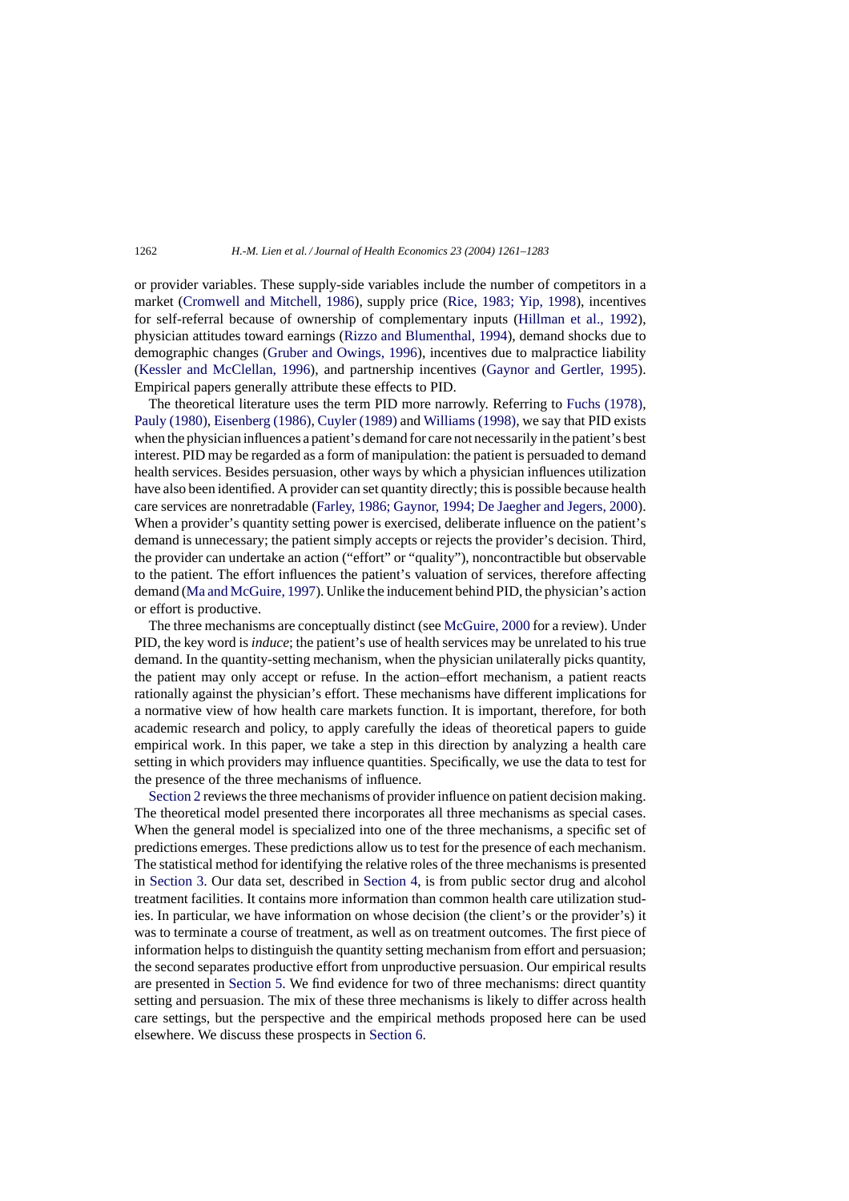or provider variables. These supply-side variables include the number of competitors in a market (Cromwell and Mitchell, 1986), supply price (Rice, 1983; Yip, 1998), incentives for self-referral because of ownership of complementary inputs (Hillman et al., 1992), physician attitudes toward earnings (Rizzo and Blumenthal, 1994), demand shocks due to demographic changes (Gruber and Owings, 1996), incentives due to malpractice liability (Kessler and McClellan, 1996), and partnership incentives (Gaynor and Gertler, 1995). Empirical papers generally attribute these effects to PID.

The theoretical literature uses the term PID more narrowly. Referring to Fuchs (1978), Pauly (1980), Eisenberg (1986), Cuyler (1989) and Williams (1998), we say that PID exists when the physician influences a patient's demand for care not necessarily in the patient's best interest. PID may be regarded as a form of manipulation: the patient is persuaded to demand health services. Besides persuasion, other ways by which a physician influences utilization have also been identified. A provider can set quantity directly; this is possible because health care services are nonretradable (Farley, 1986; Gaynor, 1994; De Jaegher and Jegers, 2000). When a provider's quantity setting power is exercised, deliberate influence on the patient's demand is unnecessary; the patient simply accepts or rejects the provider's decision. Third, the provider can undertake an action ("effort" or "quality"), noncontractible but observable to the patient. The effort influences the patient's valuation of services, therefore affecting demand (Ma and McGuire, 1997). Unlike the inducement behind PID, the physician's action or effort is productive.

The three mechanisms are conceptually distinct (see McGuire, 2000 for a review). Under PID, the key word is *induce*; the patient's use of health services may be unrelated to his true demand. In the quantity-setting mechanism, when the physician unilaterally picks quantity, the patient may only accept or refuse. In the action–effort mechanism, a patient reacts rationally against the physician's effort. These mechanisms have different implications for a normative view of how health care markets function. It is important, therefore, for both academic research and policy, to apply carefully the ideas of theoretical papers to guide empirical work. In this paper, we take a step in this direction by analyzing a health care setting in which providers may influence quantities. Specifically, we use the data to test for the presence of the three mechanisms of influence.

Section 2 reviews the three mechanisms of provider influence on patient decision making. The theoretical model presented there incorporates all three mechanisms as special cases. When the general model is specialized into one of the three mechanisms, a specific set of predictions emerges. These predictions allow us to test for the presence of each mechanism. The statistical method for identifying the relative roles of the three mechanisms is presented in Section 3. Our data set, described in Section 4, is from public sector drug and alcohol treatment facilities. It contains more information than common health care utilization studies. In particular, we have information on whose decision (the client's or the provider's) it was to terminate a course of treatment, as well as on treatment outcomes. The first piece of information helps to distinguish the quantity setting mechanism from effort and persuasion; the second separates productive effort from unproductive persuasion. Our empirical results are presented in Section 5. We find evidence for two of three mechanisms: direct quantity setting and persuasion. The mix of these three mechanisms is likely to differ across health care settings, but the perspective and the empirical methods proposed here can be used elsewhere. We discuss these prospects in Section 6.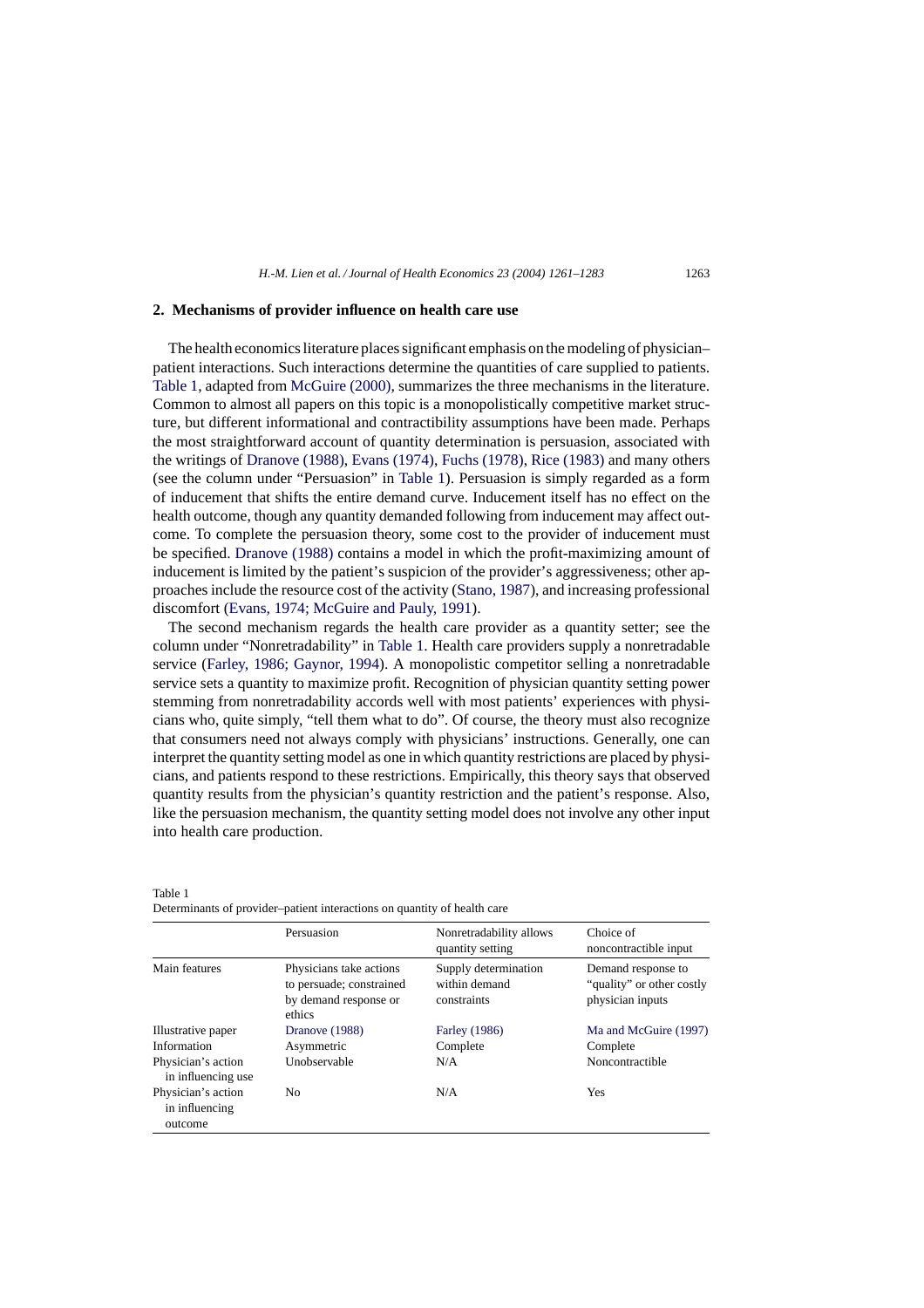## 2. Mechanisms of provider influence on health care use

The health economics literature places significant emphasis on the modeling of physician–patient interactions. Such interactions determine the quantities of care supplied to patients. Table 1, adapted from McGuire (2000), summarizes the three mechanisms in the literature. Common to almost all papers on this topic is a monopolistically competitive market structure, but different informational and contractibility assumptions have been made. Perhaps the most straightforward account of quantity determination is persuasion, associated with the writings of Dranove (1988), Evans (1974), Fuchs (1978), Rice (1983) and many others (see the column under "Persuasion" in Table 1). Persuasion is simply regarded as a form of inducement that shifts the entire demand curve. Inducement itself has no effect on the health outcome, though any quantity demanded following from inducement may affect outcome. To complete the persuasion theory, some cost to the provider of inducement must be specified. Dranove (1988) contains a model in which the profit-maximizing amount of inducement is limited by the patient's suspicion of the provider's aggressiveness; other approaches include the resource cost of the activity (Stano, 1987), and increasing professional discomfort (Evans, 1974; McGuire and Pauly, 1991).

The second mechanism regards the health care provider as a quantity setter; see the column under "Nonretradability" in Table 1. Health care providers supply a nonretradable service (Farley, 1986; Gaynor, 1994). A monopolistic competitor selling a nonretradable service sets a quantity to maximize profit. Recognition of physician quantity setting power stemming from nonretradability accords well with most patients' experiences with physicians who, quite simply, "tell them what to do". Of course, the theory must also recognize that consumers need not always comply with physicians' instructions. Generally, one can interpret the quantity setting model as one in which quantity restrictions are placed by physicians, and patients respond to these restrictions. Empirically, this theory says that observed quantity results from the physician's quantity restriction and the patient's response. Also, like the persuasion mechanism, the quantity setting model does not involve any other input into health care production.

Table 1
Determinants of provider–patient interactions on quantity of health care

| | Persuasion | Nonretradability allows quantity setting | Choice of noncontractible input |
|---|---|---|---|
| Main features | Physicians take actions to persuade; constrained by demand response or ethics | Supply determination within demand constraints | Demand response to "quality" or other costly physician inputs |
| Illustrative paper | Dranove (1988) | Farley (1986) | Ma and McGuire (1997) |
| Information | Asymmetric | Complete | Complete |
| Physician's action in influencing use | Unobservable | N/A | Noncontractible |
| Physician's action in influencing outcome | No | N/A | Yes |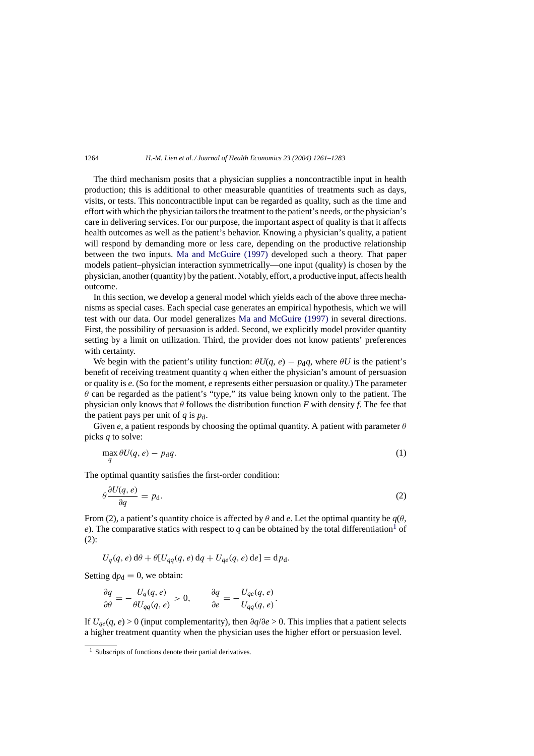The third mechanism posits that a physician supplies a noncontractible input in health production; this is additional to other measurable quantities of treatments such as days, visits, or tests. This noncontractible input can be regarded as quality, such as the time and effort with which the physician tailors the treatment to the patient's needs, or the physician's care in delivering services. For our purpose, the important aspect of quality is that it affects health outcomes as well as the patient's behavior. Knowing a physician's quality, a patient will respond by demanding more or less care, depending on the productive relationship between the two inputs. Ma and McGuire (1997) developed such a theory. That paper models patient–physician interaction symmetrically—one input (quality) is chosen by the physician, another (quantity) by the patient. Notably, effort, a productive input, affects health outcome.

In this section, we develop a general model which yields each of the above three mechanisms as special cases. Each special case generates an empirical hypothesis, which we will test with our data. Our model generalizes Ma and McGuire (1997) in several directions. First, the possibility of persuasion is added. Second, we explicitly model provider quantity setting by a limit on utilization. Third, the provider does not know patients' preferences with certainty.

We begin with the patient's utility function: $\theta U(q, e) - p_{\mathrm{d}}q$, where $\theta U$ is the patient's benefit of receiving treatment quantity $q$ when either the physician's amount of persuasion or quality is $e$. (So for the moment, $e$ represents either persuasion or quality.) The parameter $\theta$ can be regarded as the patient's "type," its value being known only to the patient. The physician only knows that $\theta$ follows the distribution function $F$ with density $f$. The fee that the patient pays per unit of $q$ is $p_{\mathrm{d}}$.

Given $e$, a patient responds by choosing the optimal quantity. A patient with parameter $\theta$ picks $q$ to solve:

$$\max_{q} \theta U(q, e) - p_{\mathrm{d}}q. \tag{1}$$

The optimal quantity satisfies the first-order condition:

$$\theta \frac{\partial U(q, e)}{\partial q} = p_{\mathrm{d}}. \tag{2}$$

From (2), a patient's quantity choice is affected by $\theta$ and $e$. Let the optimal quantity be $q(\theta, e)$. The comparative statics with respect to $q$ can be obtained by the total differentiation[1] of (2):

$$U_q(q, e)\,\mathrm{d}\theta + \theta[U_{qq}(q, e)\,\mathrm{d}q + U_{qe}(q, e)\,\mathrm{d}e] = \mathrm{d}p_{\mathrm{d}}.$$

Setting $\mathrm{d}p_{\mathrm{d}} = 0$, we obtain:

$$\frac{\partial q}{\partial \theta} = -\frac{U_q(q, e)}{\theta U_{qq}(q, e)} > 0, \qquad \frac{\partial q}{\partial e} = -\frac{U_{qe}(q, e)}{U_{qq}(q, e)}.$$

If $U_{qe}(q, e) > 0$ (input complementarity), then $\partial q/\partial e > 0$. This implies that a patient selects a higher treatment quantity when the physician uses the higher effort or persuasion level.

[1] Subscripts of functions denote their partial derivatives.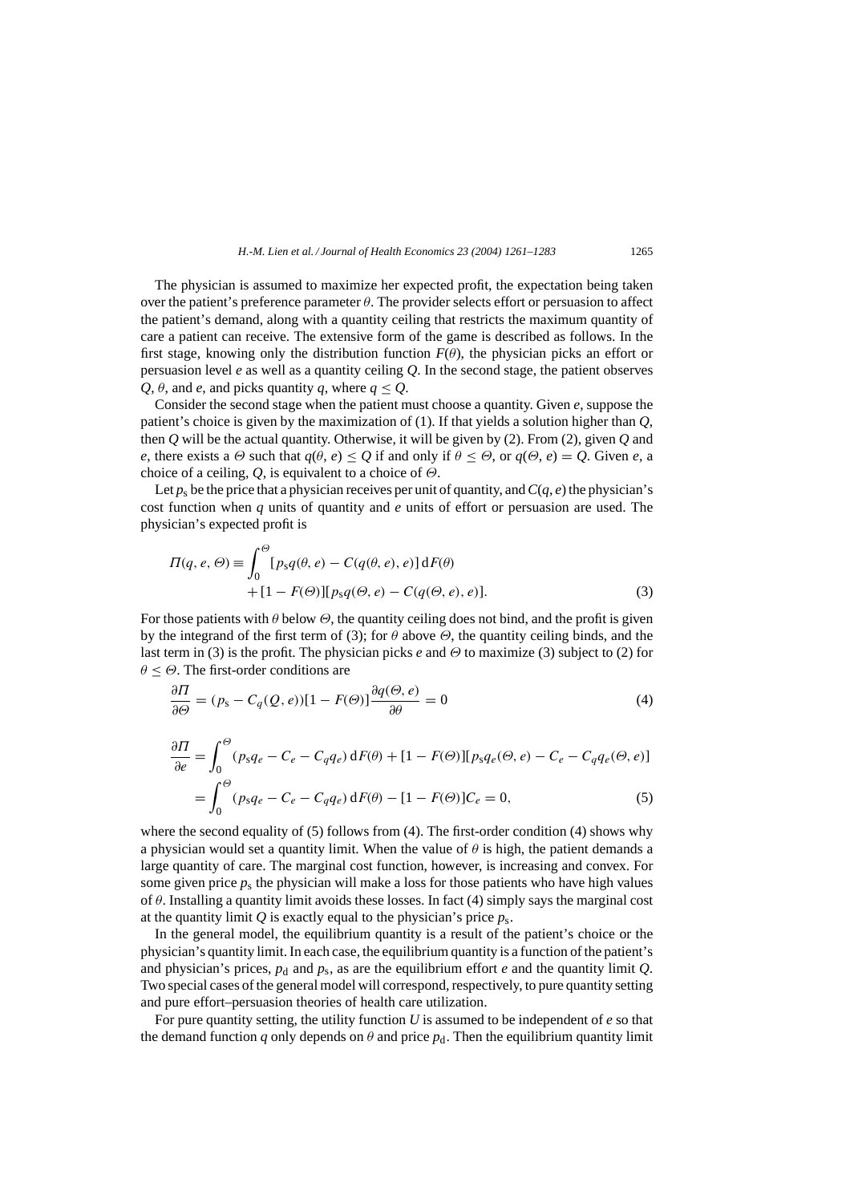The physician is assumed to maximize her expected profit, the expectation being taken over the patient's preference parameter $\theta$. The provider selects effort or persuasion to affect the patient's demand, along with a quantity ceiling that restricts the maximum quantity of care a patient can receive. The extensive form of the game is described as follows. In the first stage, knowing only the distribution function $F(\theta)$, the physician picks an effort or persuasion level $e$ as well as a quantity ceiling $Q$. In the second stage, the patient observes $Q$, $\theta$, and $e$, and picks quantity $q$, where $q \leq Q$.

Consider the second stage when the patient must choose a quantity. Given $e$, suppose the patient's choice is given by the maximization of (1). If that yields a solution higher than $Q$, then $Q$ will be the actual quantity. Otherwise, it will be given by (2). From (2), given $Q$ and $e$, there exists a $\Theta$ such that $q(\theta, e) \leq Q$ if and only if $\theta \leq \Theta$, or $q(\Theta, e) = Q$. Given $e$, a choice of a ceiling, $Q$, is equivalent to a choice of $\Theta$.

Let $p_s$ be the price that a physician receives per unit of quantity, and $C(q, e)$ the physician's cost function when $q$ units of quantity and $e$ units of effort or persuasion are used. The physician's expected profit is

$$\Pi(q, e, \Theta) \equiv \int_0^{\Theta} [p_s q(\theta, e) - C(q(\theta, e), e)]\, \mathrm{d}F(\theta) + [1 - F(\Theta)][p_s q(\Theta, e) - C(q(\Theta, e), e)]. \tag{3}$$

For those patients with $\theta$ below $\Theta$, the quantity ceiling does not bind, and the profit is given by the integrand of the first term of (3); for $\theta$ above $\Theta$, the quantity ceiling binds, and the last term in (3) is the profit. The physician picks $e$ and $\Theta$ to maximize (3) subject to (2) for $\theta \leq \Theta$. The first-order conditions are

$$\frac{\partial \Pi}{\partial \Theta} = (p_s - C_q(Q, e))[1 - F(\Theta)]\frac{\partial q(\Theta, e)}{\partial \theta} = 0 \tag{4}$$

$$\begin{aligned}\frac{\partial \Pi}{\partial e} &= \int_0^{\Theta} (p_s q_e - C_e - C_q q_e)\, \mathrm{d}F(\theta) + [1 - F(\Theta)][p_s q_e(\Theta, e) - C_e - C_q q_e(\Theta, e)] \\ &= \int_0^{\Theta} (p_s q_e - C_e - C_q q_e)\, \mathrm{d}F(\theta) - [1 - F(\Theta)]C_e = 0,\end{aligned} \tag{5}$$

where the second equality of (5) follows from (4). The first-order condition (4) shows why a physician would set a quantity limit. When the value of $\theta$ is high, the patient demands a large quantity of care. The marginal cost function, however, is increasing and convex. For some given price $p_s$ the physician will make a loss for those patients who have high values of $\theta$. Installing a quantity limit avoids these losses. In fact (4) simply says the marginal cost at the quantity limit $Q$ is exactly equal to the physician's price $p_s$.

In the general model, the equilibrium quantity is a result of the patient's choice or the physician's quantity limit. In each case, the equilibrium quantity is a function of the patient's and physician's prices, $p_d$ and $p_s$, as are the equilibrium effort $e$ and the quantity limit $Q$. Two special cases of the general model will correspond, respectively, to pure quantity setting and pure effort–persuasion theories of health care utilization.

For pure quantity setting, the utility function $U$ is assumed to be independent of $e$ so that the demand function $q$ only depends on $\theta$ and price $p_d$. Then the equilibrium quantity limit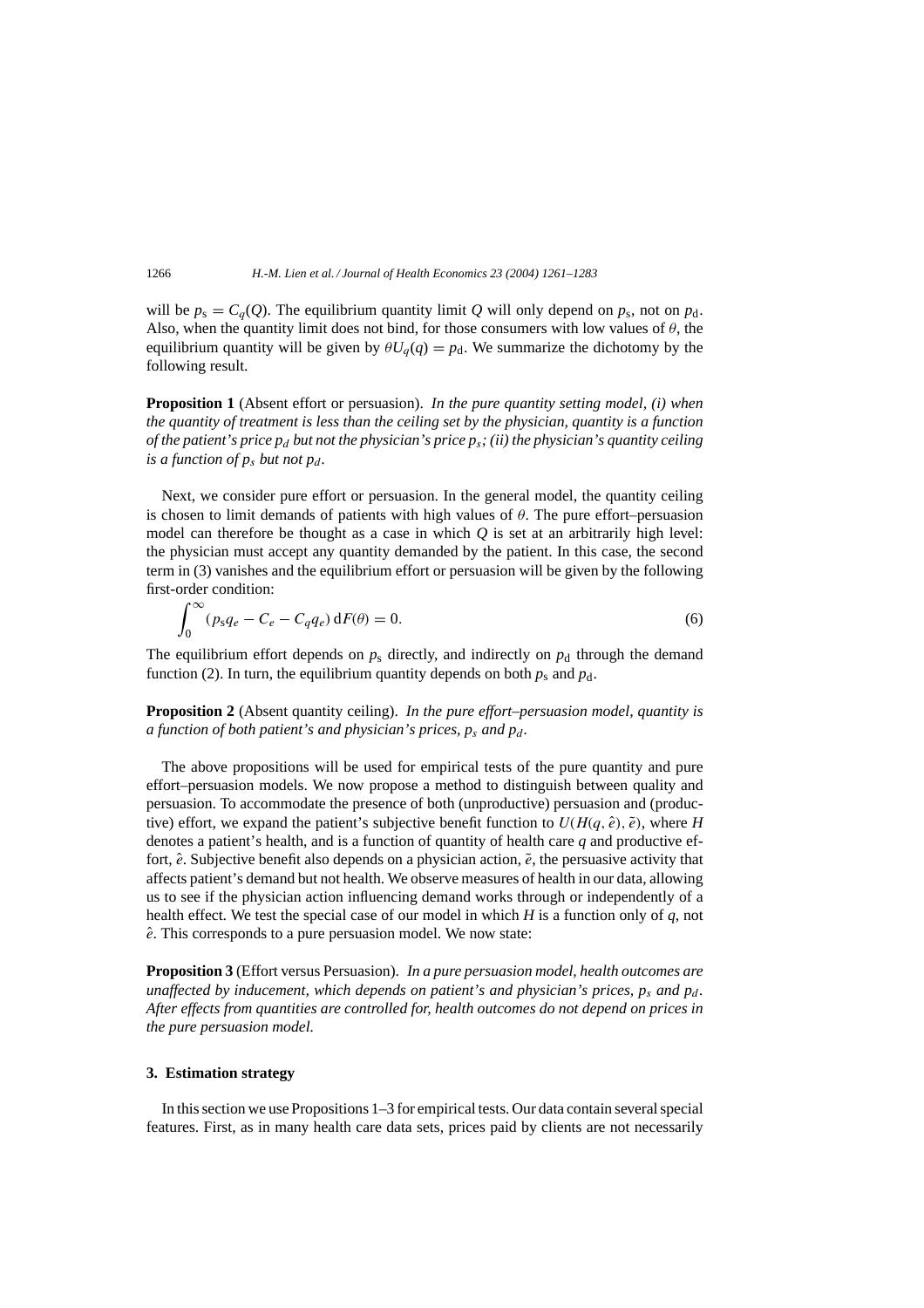will be $p_s = C_q(Q)$. The equilibrium quantity limit $Q$ will only depend on $p_s$, not on $p_d$. Also, when the quantity limit does not bind, for those consumers with low values of $\theta$, the equilibrium quantity will be given by $\theta U_q(q) = p_d$. We summarize the dichotomy by the following result.

**Proposition 1** (Absent effort or persuasion). *In the pure quantity setting model, (i) when the quantity of treatment is less than the ceiling set by the physician, quantity is a function of the patient's price $p_d$ but not the physician's price $p_s$; (ii) the physician's quantity ceiling is a function of $p_s$ but not $p_d$.*

Next, we consider pure effort or persuasion. In the general model, the quantity ceiling is chosen to limit demands of patients with high values of $\theta$. The pure effort–persuasion model can therefore be thought as a case in which $Q$ is set at an arbitrarily high level: the physician must accept any quantity demanded by the patient. In this case, the second term in (3) vanishes and the equilibrium effort or persuasion will be given by the following first-order condition:

$$\int_0^\infty (p_s q_e - C_e - C_q q_e)\,\mathrm{d}F(\theta) = 0. \tag{6}$$

The equilibrium effort depends on $p_s$ directly, and indirectly on $p_d$ through the demand function (2). In turn, the equilibrium quantity depends on both $p_s$ and $p_d$.

**Proposition 2** (Absent quantity ceiling). *In the pure effort–persuasion model, quantity is a function of both patient's and physician's prices, $p_s$ and $p_d$.*

The above propositions will be used for empirical tests of the pure quantity and pure effort–persuasion models. We now propose a method to distinguish between quality and persuasion. To accommodate the presence of both (unproductive) persuasion and (productive) effort, we expand the patient's subjective benefit function to $U(H(q, \hat{e}), \tilde{e})$, where $H$ denotes a patient's health, and is a function of quantity of health care $q$ and productive effort, $\hat{e}$. Subjective benefit also depends on a physician action, $\tilde{e}$, the persuasive activity that affects patient's demand but not health. We observe measures of health in our data, allowing us to see if the physician action influencing demand works through or independently of a health effect. We test the special case of our model in which $H$ is a function only of $q$, not $\hat{e}$. This corresponds to a pure persuasion model. We now state:

**Proposition 3** (Effort versus Persuasion). *In a pure persuasion model, health outcomes are unaffected by inducement, which depends on patient's and physician's prices, $p_s$ and $p_d$. After effects from quantities are controlled for, health outcomes do not depend on prices in the pure persuasion model.*

## 3. Estimation strategy

In this section we use Propositions 1–3 for empirical tests. Our data contain several special features. First, as in many health care data sets, prices paid by clients are not necessarily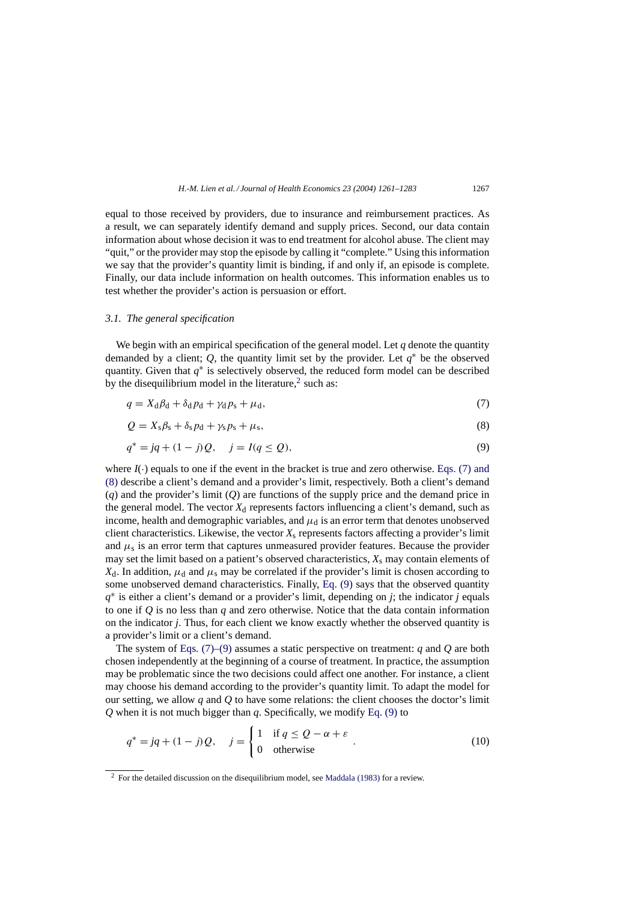equal to those received by providers, due to insurance and reimbursement practices. As a result, we can separately identify demand and supply prices. Second, our data contain information about whose decision it was to end treatment for alcohol abuse. The client may "quit," or the provider may stop the episode by calling it "complete." Using this information we say that the provider's quantity limit is binding, if and only if, an episode is complete. Finally, our data include information on health outcomes. This information enables us to test whether the provider's action is persuasion or effort.

### *3.1. The general specification*

We begin with an empirical specification of the general model. Let $q$ denote the quantity demanded by a client; $Q$, the quantity limit set by the provider. Let $q^*$ be the observed quantity. Given that $q^*$ is selectively observed, the reduced form model can be described by the disequilibrium model in the literature,[2] such as:

$$q = X_{\rm d}\beta_{\rm d} + \delta_{\rm d} p_{\rm d} + \gamma_{\rm d} p_{\rm s} + \mu_{\rm d}, \tag{7}$$

$$Q = X_{\rm s}\beta_{\rm s} + \delta_{\rm s} p_{\rm d} + \gamma_{\rm s} p_{\rm s} + \mu_{\rm s}, \tag{8}$$

$$q^* = jq + (1-j)Q, \quad j = I(q \leq Q), \tag{9}$$

where $I(\cdot)$ equals to one if the event in the bracket is true and zero otherwise. Eqs. (7) and (8) describe a client's demand and a provider's limit, respectively. Both a client's demand ($q$) and the provider's limit ($Q$) are functions of the supply price and the demand price in the general model. The vector $X_{\rm d}$ represents factors influencing a client's demand, such as income, health and demographic variables, and $\mu_{\rm d}$ is an error term that denotes unobserved client characteristics. Likewise, the vector $X_{\rm s}$ represents factors affecting a provider's limit and $\mu_{\rm s}$ is an error term that captures unmeasured provider features. Because the provider may set the limit based on a patient's observed characteristics, $X_{\rm s}$ may contain elements of $X_{\rm d}$. In addition, $\mu_{\rm d}$ and $\mu_{\rm s}$ may be correlated if the provider's limit is chosen according to some unobserved demand characteristics. Finally, Eq. (9) says that the observed quantity $q^*$ is either a client's demand or a provider's limit, depending on $j$; the indicator $j$ equals to one if $Q$ is no less than $q$ and zero otherwise. Notice that the data contain information on the indicator $j$. Thus, for each client we know exactly whether the observed quantity is a provider's limit or a client's demand.

The system of Eqs. (7)–(9) assumes a static perspective on treatment: $q$ and $Q$ are both chosen independently at the beginning of a course of treatment. In practice, the assumption may be problematic since the two decisions could affect one another. For instance, a client may choose his demand according to the provider's quantity limit. To adapt the model for our setting, we allow $q$ and $Q$ to have some relations: the client chooses the doctor's limit $Q$ when it is not much bigger than $q$. Specifically, we modify Eq. (9) to

$$q^* = jq + (1-j)Q, \quad j = \begin{cases} 1 & \text{if } q \leq Q - \alpha + \varepsilon \\ 0 & \text{otherwise} \end{cases}. \tag{10}$$

[2] For the detailed discussion on the disequilibrium model, see Maddala (1983) for a review.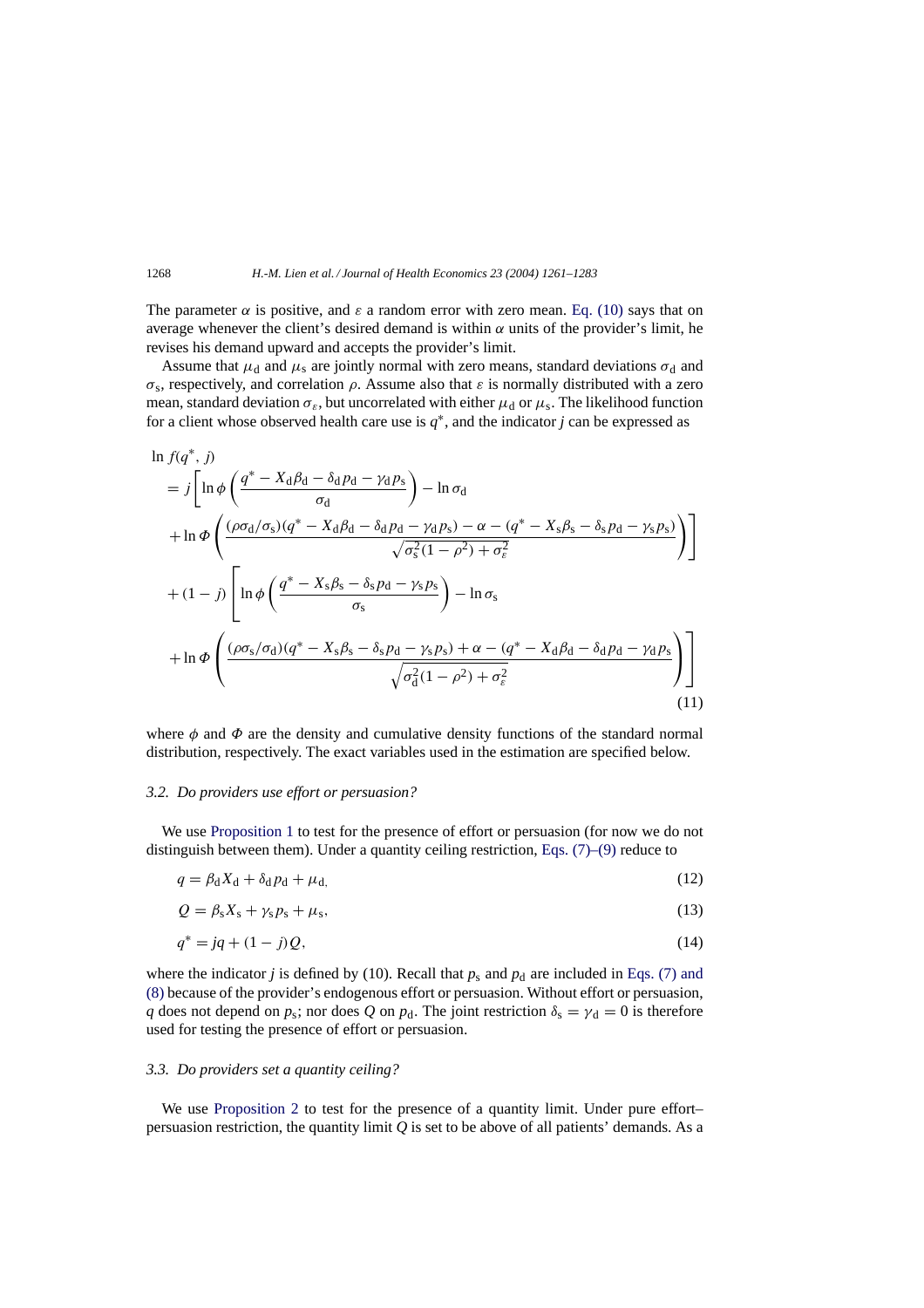The parameter $\alpha$ is positive, and $\varepsilon$ a random error with zero mean. Eq. (10) says that on average whenever the client's desired demand is within $\alpha$ units of the provider's limit, he revises his demand upward and accepts the provider's limit.

Assume that $\mu_{\rm d}$ and $\mu_{\rm s}$ are jointly normal with zero means, standard deviations $\sigma_{\rm d}$ and $\sigma_{\rm s}$, respectively, and correlation $\rho$. Assume also that $\varepsilon$ is normally distributed with a zero mean, standard deviation $\sigma_\varepsilon$, but uncorrelated with either $\mu_{\rm d}$ or $\mu_{\rm s}$. The likelihood function for a client whose observed health care use is $q^*$, and the indicator $j$ can be expressed as

$$
\begin{aligned}
\ln f(q^*, j) &= j\Bigg[\ln \phi\left(\frac{q^* - X_{\rm d}\beta_{\rm d} - \delta_{\rm d} p_{\rm d} - \gamma_{\rm d} p_{\rm s}}{\sigma_{\rm d}}\right) - \ln \sigma_{\rm d} \\
&\quad + \ln \Phi\left(\frac{(\rho\sigma_{\rm d}/\sigma_{\rm s})(q^* - X_{\rm d}\beta_{\rm d} - \delta_{\rm d} p_{\rm d} - \gamma_{\rm d} p_{\rm s}) - \alpha - (q^* - X_{\rm s}\beta_{\rm s} - \delta_{\rm s} p_{\rm d} - \gamma_{\rm s} p_{\rm s})}{\sqrt{\sigma_{\rm s}^2(1-\rho^2) + \sigma_\varepsilon^2}}\right)\Bigg] \\
&\quad + (1-j)\Bigg[\ln \phi\left(\frac{q^* - X_{\rm s}\beta_{\rm s} - \delta_{\rm s} p_{\rm d} - \gamma_{\rm s} p_{\rm s}}{\sigma_{\rm s}}\right) - \ln \sigma_{\rm s} \\
&\quad + \ln \Phi\left(\frac{(\rho\sigma_{\rm s}/\sigma_{\rm d})(q^* - X_{\rm s}\beta_{\rm s} - \delta_{\rm s} p_{\rm d} - \gamma_{\rm s} p_{\rm s}) + \alpha - (q^* - X_{\rm d}\beta_{\rm d} - \delta_{\rm d} p_{\rm d} - \gamma_{\rm d} p_{\rm s}}{\sqrt{\sigma_{\rm d}^2(1-\rho^2) + \sigma_\varepsilon^2}}\right)\Bigg]
\end{aligned}
\tag{11}
$$

where $\phi$ and $\Phi$ are the density and cumulative density functions of the standard normal distribution, respectively. The exact variables used in the estimation are specified below.

### 3.2. Do providers use effort or persuasion?

We use Proposition 1 to test for the presence of effort or persuasion (for now we do not distinguish between them). Under a quantity ceiling restriction, Eqs. (7)–(9) reduce to

$$q = \beta_{\rm d} X_{\rm d} + \delta_{\rm d} p_{\rm d} + \mu_{\rm d,} \tag{12}$$

$$Q = \beta_{\rm s} X_{\rm s} + \gamma_{\rm s} p_{\rm s} + \mu_{\rm s}, \tag{13}$$

$$q^* = jq + (1-j)Q, \tag{14}$$

where the indicator $j$ is defined by (10). Recall that $p_{\rm s}$ and $p_{\rm d}$ are included in Eqs. (7) and (8) because of the provider's endogenous effort or persuasion. Without effort or persuasion, $q$ does not depend on $p_{\rm s}$; nor does $Q$ on $p_{\rm d}$. The joint restriction $\delta_{\rm s} = \gamma_{\rm d} = 0$ is therefore used for testing the presence of effort or persuasion.

### 3.3. Do providers set a quantity ceiling?

We use Proposition 2 to test for the presence of a quantity limit. Under pure effort–persuasion restriction, the quantity limit $Q$ is set to be above of all patients' demands. As a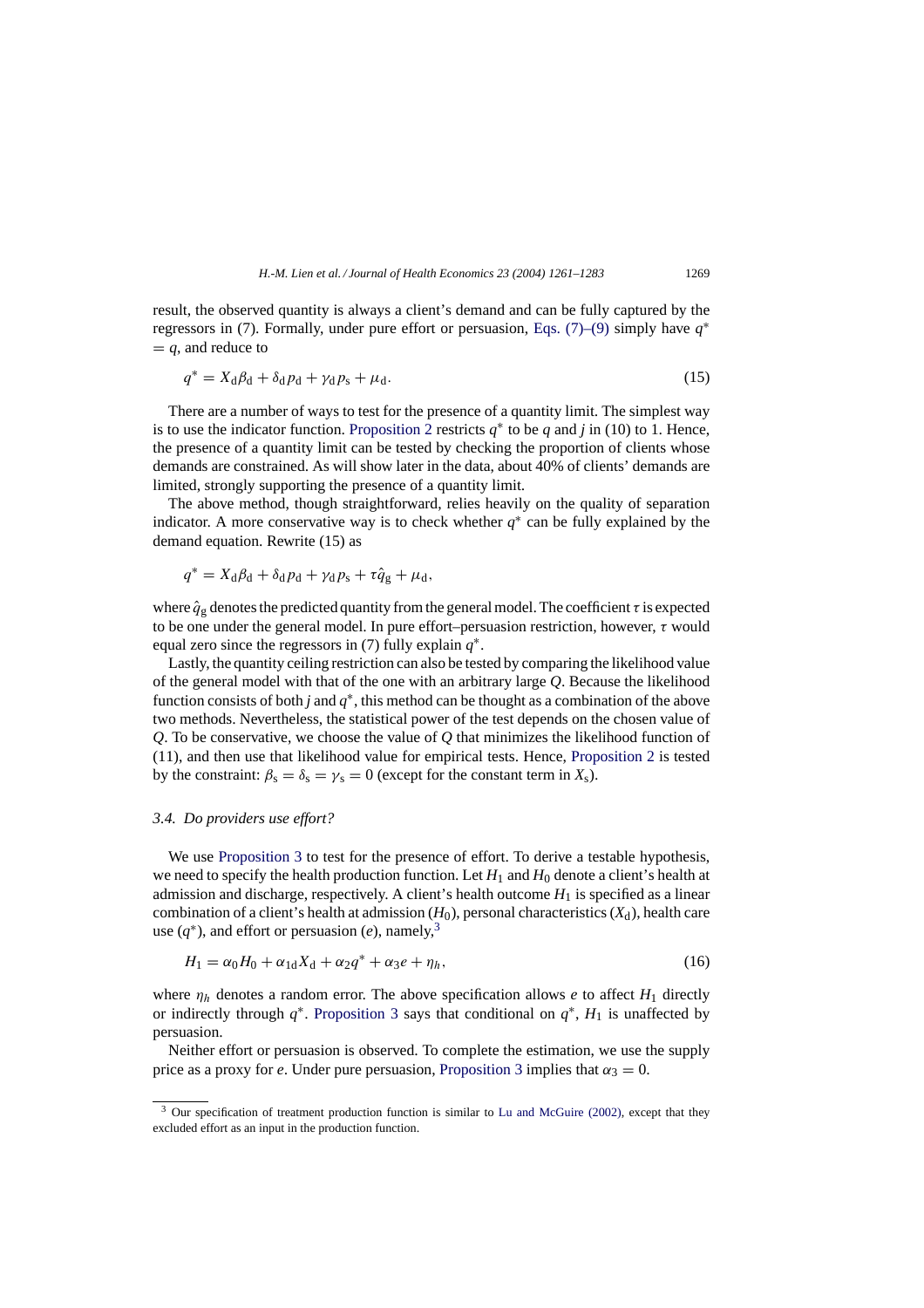result, the observed quantity is always a client's demand and can be fully captured by the regressors in (7). Formally, under pure effort or persuasion, Eqs. (7)–(9) simply have $q^* = q$, and reduce to

$$q^* = X_d\beta_d + \delta_d p_d + \gamma_d p_s + \mu_d. \tag{15}$$

There are a number of ways to test for the presence of a quantity limit. The simplest way is to use the indicator function. Proposition 2 restricts $q^*$ to be $q$ and $j$ in (10) to 1. Hence, the presence of a quantity limit can be tested by checking the proportion of clients whose demands are constrained. As will show later in the data, about 40% of clients' demands are limited, strongly supporting the presence of a quantity limit.

The above method, though straightforward, relies heavily on the quality of separation indicator. A more conservative way is to check whether $q^*$ can be fully explained by the demand equation. Rewrite (15) as

$$q^* = X_d\beta_d + \delta_d p_d + \gamma_d p_s + \tau\hat{q}_g + \mu_d,$$

where $\hat{q}_g$ denotes the predicted quantity from the general model. The coefficient $\tau$ is expected to be one under the general model. In pure effort–persuasion restriction, however, $\tau$ would equal zero since the regressors in (7) fully explain $q^*$.

Lastly, the quantity ceiling restriction can also be tested by comparing the likelihood value of the general model with that of the one with an arbitrary large $Q$. Because the likelihood function consists of both $j$ and $q^*$, this method can be thought as a combination of the above two methods. Nevertheless, the statistical power of the test depends on the chosen value of $Q$. To be conservative, we choose the value of $Q$ that minimizes the likelihood function of (11), and then use that likelihood value for empirical tests. Hence, Proposition 2 is tested by the constraint: $\beta_s = \delta_s = \gamma_s = 0$ (except for the constant term in $X_s$).

### 3.4. Do providers use effort?

We use Proposition 3 to test for the presence of effort. To derive a testable hypothesis, we need to specify the health production function. Let $H_1$ and $H_0$ denote a client's health at admission and discharge, respectively. A client's health outcome $H_1$ is specified as a linear combination of a client's health at admission ($H_0$), personal characteristics ($X_d$), health care use ($q^*$), and effort or persuasion ($e$), namely,[3]

$$H_1 = \alpha_0 H_0 + \alpha_{1d} X_d + \alpha_2 q^* + \alpha_3 e + \eta_h, \tag{16}$$

where $\eta_h$ denotes a random error. The above specification allows $e$ to affect $H_1$ directly or indirectly through $q^*$. Proposition 3 says that conditional on $q^*$, $H_1$ is unaffected by persuasion.

Neither effort or persuasion is observed. To complete the estimation, we use the supply price as a proxy for $e$. Under pure persuasion, Proposition 3 implies that $\alpha_3 = 0$.

[3] Our specification of treatment production function is similar to Lu and McGuire (2002), except that they excluded effort as an input in the production function.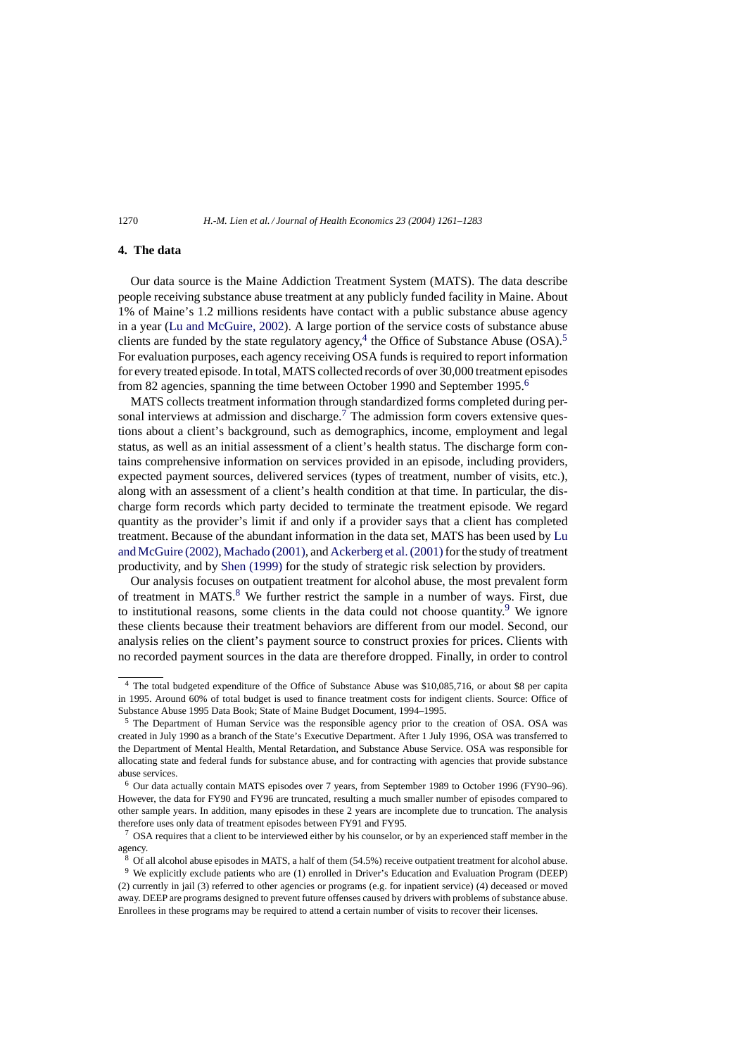## 4. The data

Our data source is the Maine Addiction Treatment System (MATS). The data describe people receiving substance abuse treatment at any publicly funded facility in Maine. About 1% of Maine's 1.2 millions residents have contact with a public substance abuse agency in a year (Lu and McGuire, 2002). A large portion of the service costs of substance abuse clients are funded by the state regulatory agency,[4] the Office of Substance Abuse (OSA).[5] For evaluation purposes, each agency receiving OSA funds is required to report information for every treated episode. In total, MATS collected records of over 30,000 treatment episodes from 82 agencies, spanning the time between October 1990 and September 1995.[6]

MATS collects treatment information through standardized forms completed during personal interviews at admission and discharge.[7] The admission form covers extensive questions about a client's background, such as demographics, income, employment and legal status, as well as an initial assessment of a client's health status. The discharge form contains comprehensive information on services provided in an episode, including providers, expected payment sources, delivered services (types of treatment, number of visits, etc.), along with an assessment of a client's health condition at that time. In particular, the discharge form records which party decided to terminate the treatment episode. We regard quantity as the provider's limit if and only if a provider says that a client has completed treatment. Because of the abundant information in the data set, MATS has been used by Lu and McGuire (2002), Machado (2001), and Ackerberg et al. (2001) for the study of treatment productivity, and by Shen (1999) for the study of strategic risk selection by providers.

Our analysis focuses on outpatient treatment for alcohol abuse, the most prevalent form of treatment in MATS.[8] We further restrict the sample in a number of ways. First, due to institutional reasons, some clients in the data could not choose quantity.[9] We ignore these clients because their treatment behaviors are different from our model. Second, our analysis relies on the client's payment source to construct proxies for prices. Clients with no recorded payment sources in the data are therefore dropped. Finally, in order to control

---

[4] The total budgeted expenditure of the Office of Substance Abuse was $10,085,716, or about $8 per capita in 1995. Around 60% of total budget is used to finance treatment costs for indigent clients. Source: Office of Substance Abuse 1995 Data Book; State of Maine Budget Document, 1994–1995.

[5] The Department of Human Service was the responsible agency prior to the creation of OSA. OSA was created in July 1990 as a branch of the State's Executive Department. After 1 July 1996, OSA was transferred to the Department of Mental Health, Mental Retardation, and Substance Abuse Service. OSA was responsible for allocating state and federal funds for substance abuse, and for contracting with agencies that provide substance abuse services.

[6] Our data actually contain MATS episodes over 7 years, from September 1989 to October 1996 (FY90–96). However, the data for FY90 and FY96 are truncated, resulting a much smaller number of episodes compared to other sample years. In addition, many episodes in these 2 years are incomplete due to truncation. The analysis therefore uses only data of treatment episodes between FY91 and FY95.

[7] OSA requires that a client to be interviewed either by his counselor, or by an experienced staff member in the agency.

[8] Of all alcohol abuse episodes in MATS, a half of them (54.5%) receive outpatient treatment for alcohol abuse.

[9] We explicitly exclude patients who are (1) enrolled in Driver's Education and Evaluation Program (DEEP) (2) currently in jail (3) referred to other agencies or programs (e.g. for inpatient service) (4) deceased or moved away. DEEP are programs designed to prevent future offenses caused by drivers with problems of substance abuse. Enrollees in these programs may be required to attend a certain number of visits to recover their licenses.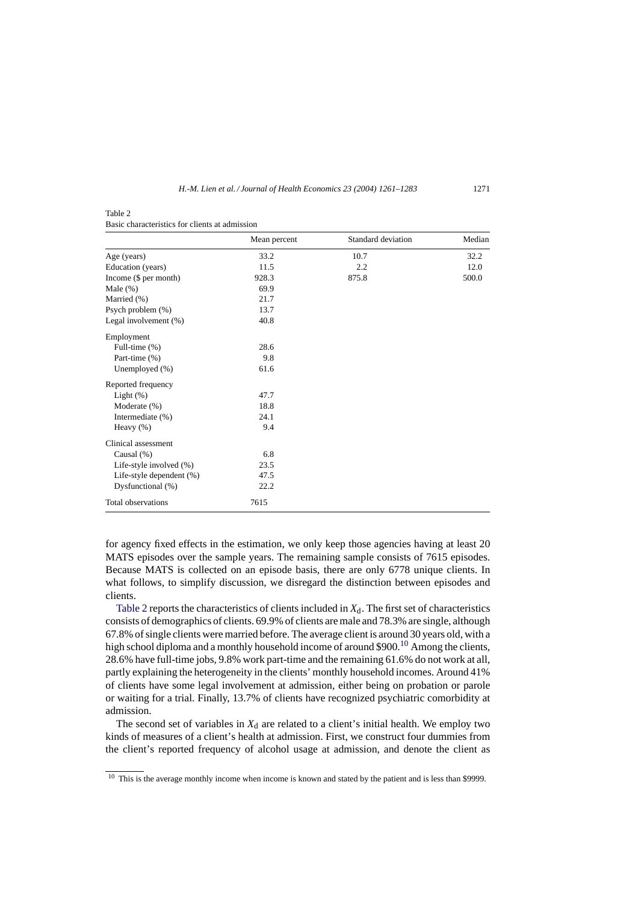Table 2
Basic characteristics for clients at admission

| | Mean percent | Standard deviation | Median |
|---|---|---|---|
| Age (years) | 33.2 | 10.7 | 32.2 |
| Education (years) | 11.5 | 2.2 | 12.0 |
| Income ($ per month) | 928.3 | 875.8 | 500.0 |
| Male (%) | 69.9 | | |
| Married (%) | 21.7 | | |
| Psych problem (%) | 13.7 | | |
| Legal involvement (%) | 40.8 | | |
| Employment | | | |
| Full-time (%) | 28.6 | | |
| Part-time (%) | 9.8 | | |
| Unemployed (%) | 61.6 | | |
| Reported frequency | | | |
| Light (%) | 47.7 | | |
| Moderate (%) | 18.8 | | |
| Intermediate (%) | 24.1 | | |
| Heavy (%) | 9.4 | | |
| Clinical assessment | | | |
| Causal (%) | 6.8 | | |
| Life-style involved (%) | 23.5 | | |
| Life-style dependent (%) | 47.5 | | |
| Dysfunctional (%) | 22.2 | | |
| Total observations | 7615 | | |

for agency fixed effects in the estimation, we only keep those agencies having at least 20 MATS episodes over the sample years. The remaining sample consists of 7615 episodes. Because MATS is collected on an episode basis, there are only 6778 unique clients. In what follows, to simplify discussion, we disregard the distinction between episodes and clients.

Table 2 reports the characteristics of clients included in $X_d$. The first set of characteristics consists of demographics of clients. 69.9% of clients are male and 78.3% are single, although 67.8% of single clients were married before. The average client is around 30 years old, with a high school diploma and a monthly household income of around $900.[10] Among the clients, 28.6% have full-time jobs, 9.8% work part-time and the remaining 61.6% do not work at all, partly explaining the heterogeneity in the clients' monthly household incomes. Around 41% of clients have some legal involvement at admission, either being on probation or parole or waiting for a trial. Finally, 13.7% of clients have recognized psychiatric comorbidity at admission.

The second set of variables in $X_d$ are related to a client's initial health. We employ two kinds of measures of a client's health at admission. First, we construct four dummies from the client's reported frequency of alcohol usage at admission, and denote the client as

[10] This is the average monthly income when income is known and stated by the patient and is less than $9999.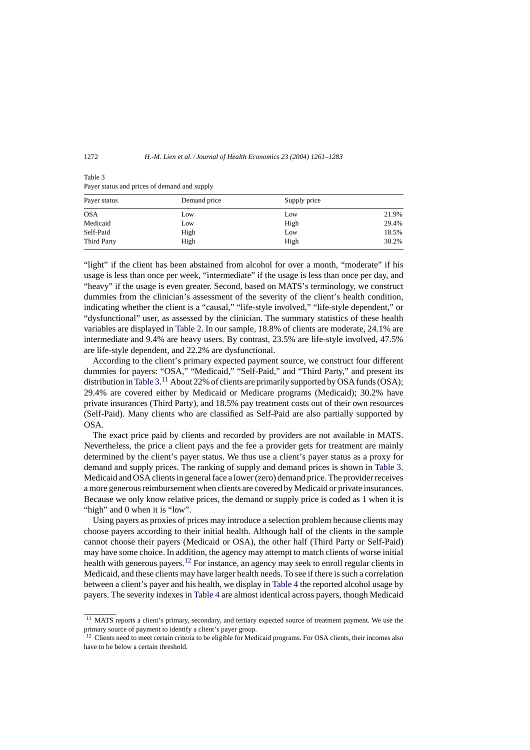Table 3
Payer status and prices of demand and supply

| Payer status | Demand price | Supply price | |
|---|---|---|---|
| OSA | Low | Low | 21.9% |
| Medicaid | Low | High | 29.4% |
| Self-Paid | High | Low | 18.5% |
| Third Party | High | High | 30.2% |

"light" if the client has been abstained from alcohol for over a month, "moderate" if his usage is less than once per week, "intermediate" if the usage is less than once per day, and "heavy" if the usage is even greater. Second, based on MATS's terminology, we construct dummies from the clinician's assessment of the severity of the client's health condition, indicating whether the client is a "causal," "life-style involved," "life-style dependent," or "dysfunctional" user, as assessed by the clinician. The summary statistics of these health variables are displayed in Table 2. In our sample, 18.8% of clients are moderate, 24.1% are intermediate and 9.4% are heavy users. By contrast, 23.5% are life-style involved, 47.5% are life-style dependent, and 22.2% are dysfunctional.

According to the client's primary expected payment source, we construct four different dummies for payers: "OSA," "Medicaid," "Self-Paid," and "Third Party," and present its distribution in Table 3.[11] About 22% of clients are primarily supported by OSA funds (OSA); 29.4% are covered either by Medicaid or Medicare programs (Medicaid); 30.2% have private insurances (Third Party), and 18.5% pay treatment costs out of their own resources (Self-Paid). Many clients who are classified as Self-Paid are also partially supported by OSA.

The exact price paid by clients and recorded by providers are not available in MATS. Nevertheless, the price a client pays and the fee a provider gets for treatment are mainly determined by the client's payer status. We thus use a client's payer status as a proxy for demand and supply prices. The ranking of supply and demand prices is shown in Table 3. Medicaid and OSA clients in general face a lower (zero) demand price. The provider receives a more generous reimbursement when clients are covered by Medicaid or private insurances. Because we only know relative prices, the demand or supply price is coded as 1 when it is "high" and 0 when it is "low".

Using payers as proxies of prices may introduce a selection problem because clients may choose payers according to their initial health. Although half of the clients in the sample cannot choose their payers (Medicaid or OSA), the other half (Third Party or Self-Paid) may have some choice. In addition, the agency may attempt to match clients of worse initial health with generous payers.[12] For instance, an agency may seek to enroll regular clients in Medicaid, and these clients may have larger health needs. To see if there is such a correlation between a client's payer and his health, we display in Table 4 the reported alcohol usage by payers. The severity indexes in Table 4 are almost identical across payers, though Medicaid

[11] MATS reports a client's primary, secondary, and tertiary expected source of treatment payment. We use the primary source of payment to identify a client's payer group.

[12] Clients need to meet certain criteria to be eligible for Medicaid programs. For OSA clients, their incomes also have to be below a certain threshold.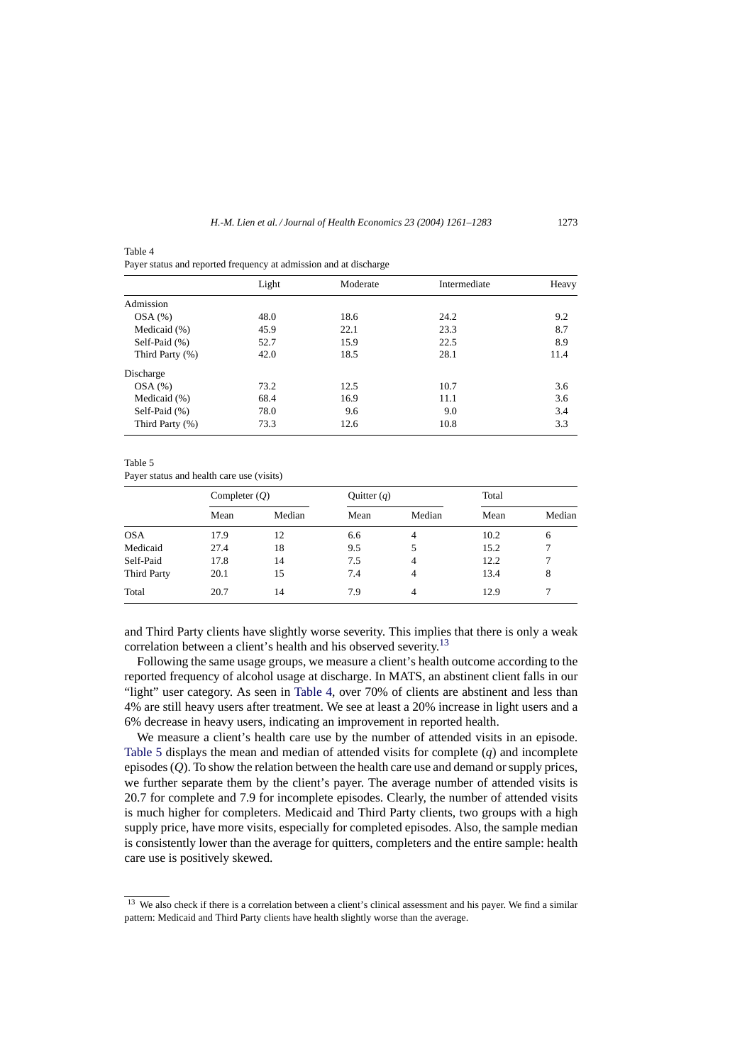Table 4
Payer status and reported frequency at admission and at discharge

| | Light | Moderate | Intermediate | Heavy |
|---|---|---|---|---|
| Admission | | | | |
| OSA (%) | 48.0 | 18.6 | 24.2 | 9.2 |
| Medicaid (%) | 45.9 | 22.1 | 23.3 | 8.7 |
| Self-Paid (%) | 52.7 | 15.9 | 22.5 | 8.9 |
| Third Party (%) | 42.0 | 18.5 | 28.1 | 11.4 |
| Discharge | | | | |
| OSA (%) | 73.2 | 12.5 | 10.7 | 3.6 |
| Medicaid (%) | 68.4 | 16.9 | 11.1 | 3.6 |
| Self-Paid (%) | 78.0 | 9.6 | 9.0 | 3.4 |
| Third Party (%) | 73.3 | 12.6 | 10.8 | 3.3 |

Table 5
Payer status and health care use (visits)

| | Completer ($Q$) | | Quitter ($q$) | | Total | |
|---|---|---|---|---|---|---|
| | Mean | Median | Mean | Median | Mean | Median |
| OSA | 17.9 | 12 | 6.6 | 4 | 10.2 | 6 |
| Medicaid | 27.4 | 18 | 9.5 | 5 | 15.2 | 7 |
| Self-Paid | 17.8 | 14 | 7.5 | 4 | 12.2 | 7 |
| Third Party | 20.1 | 15 | 7.4 | 4 | 13.4 | 8 |
| Total | 20.7 | 14 | 7.9 | 4 | 12.9 | 7 |

and Third Party clients have slightly worse severity. This implies that there is only a weak correlation between a client's health and his observed severity.[13]

Following the same usage groups, we measure a client's health outcome according to the reported frequency of alcohol usage at discharge. In MATS, an abstinent client falls in our "light" user category. As seen in Table 4, over 70% of clients are abstinent and less than 4% are still heavy users after treatment. We see at least a 20% increase in light users and a 6% decrease in heavy users, indicating an improvement in reported health.

We measure a client's health care use by the number of attended visits in an episode. Table 5 displays the mean and median of attended visits for complete ($q$) and incomplete episodes ($Q$). To show the relation between the health care use and demand or supply prices, we further separate them by the client's payer. The average number of attended visits is 20.7 for complete and 7.9 for incomplete episodes. Clearly, the number of attended visits is much higher for completers. Medicaid and Third Party clients, two groups with a high supply price, have more visits, especially for completed episodes. Also, the sample median is consistently lower than the average for quitters, completers and the entire sample: health care use is positively skewed.

[13] We also check if there is a correlation between a client's clinical assessment and his payer. We find a similar pattern: Medicaid and Third Party clients have health slightly worse than the average.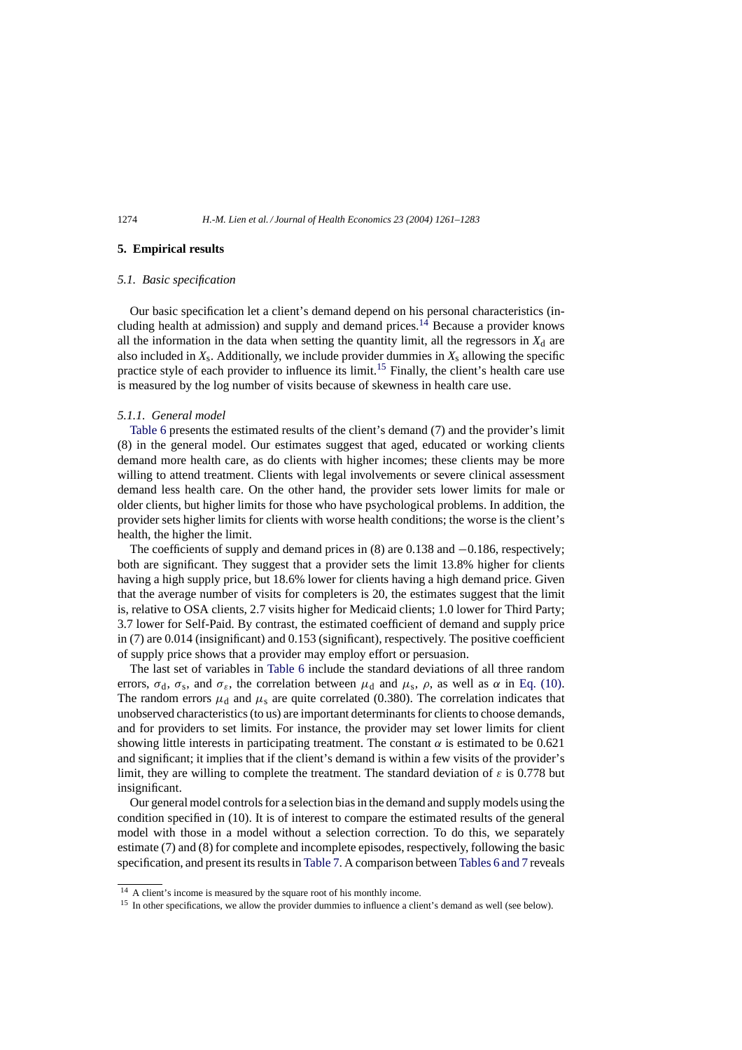## 5. Empirical results

### 5.1. Basic specification

Our basic specification let a client's demand depend on his personal characteristics (including health at admission) and supply and demand prices.[14] Because a provider knows all the information in the data when setting the quantity limit, all the regressors in $X_\mathrm{d}$ are also included in $X_\mathrm{s}$. Additionally, we include provider dummies in $X_\mathrm{s}$ allowing the specific practice style of each provider to influence its limit.[15] Finally, the client's health care use is measured by the log number of visits because of skewness in health care use.

#### 5.1.1. General model

Table 6 presents the estimated results of the client's demand (7) and the provider's limit (8) in the general model. Our estimates suggest that aged, educated or working clients demand more health care, as do clients with higher incomes; these clients may be more willing to attend treatment. Clients with legal involvements or severe clinical assessment demand less health care. On the other hand, the provider sets lower limits for male or older clients, but higher limits for those who have psychological problems. In addition, the provider sets higher limits for clients with worse health conditions; the worse is the client's health, the higher the limit.

The coefficients of supply and demand prices in (8) are 0.138 and −0.186, respectively; both are significant. They suggest that a provider sets the limit 13.8% higher for clients having a high supply price, but 18.6% lower for clients having a high demand price. Given that the average number of visits for completers is 20, the estimates suggest that the limit is, relative to OSA clients, 2.7 visits higher for Medicaid clients; 1.0 lower for Third Party; 3.7 lower for Self-Paid. By contrast, the estimated coefficient of demand and supply price in (7) are 0.014 (insignificant) and 0.153 (significant), respectively. The positive coefficient of supply price shows that a provider may employ effort or persuasion.

The last set of variables in Table 6 include the standard deviations of all three random errors, $\sigma_\mathrm{d}$, $\sigma_\mathrm{s}$, and $\sigma_\varepsilon$, the correlation between $\mu_\mathrm{d}$ and $\mu_\mathrm{s}$, $\rho$, as well as $\alpha$ in Eq. (10). The random errors $\mu_\mathrm{d}$ and $\mu_\mathrm{s}$ are quite correlated (0.380). The correlation indicates that unobserved characteristics (to us) are important determinants for clients to choose demands, and for providers to set limits. For instance, the provider may set lower limits for client showing little interests in participating treatment. The constant $\alpha$ is estimated to be 0.621 and significant; it implies that if the client's demand is within a few visits of the provider's limit, they are willing to complete the treatment. The standard deviation of $\varepsilon$ is 0.778 but insignificant.

Our general model controls for a selection bias in the demand and supply models using the condition specified in (10). It is of interest to compare the estimated results of the general model with those in a model without a selection correction. To do this, we separately estimate (7) and (8) for complete and incomplete episodes, respectively, following the basic specification, and present its results in Table 7. A comparison between Tables 6 and 7 reveals

---

[14] A client's income is measured by the square root of his monthly income.

[15] In other specifications, we allow the provider dummies to influence a client's demand as well (see below).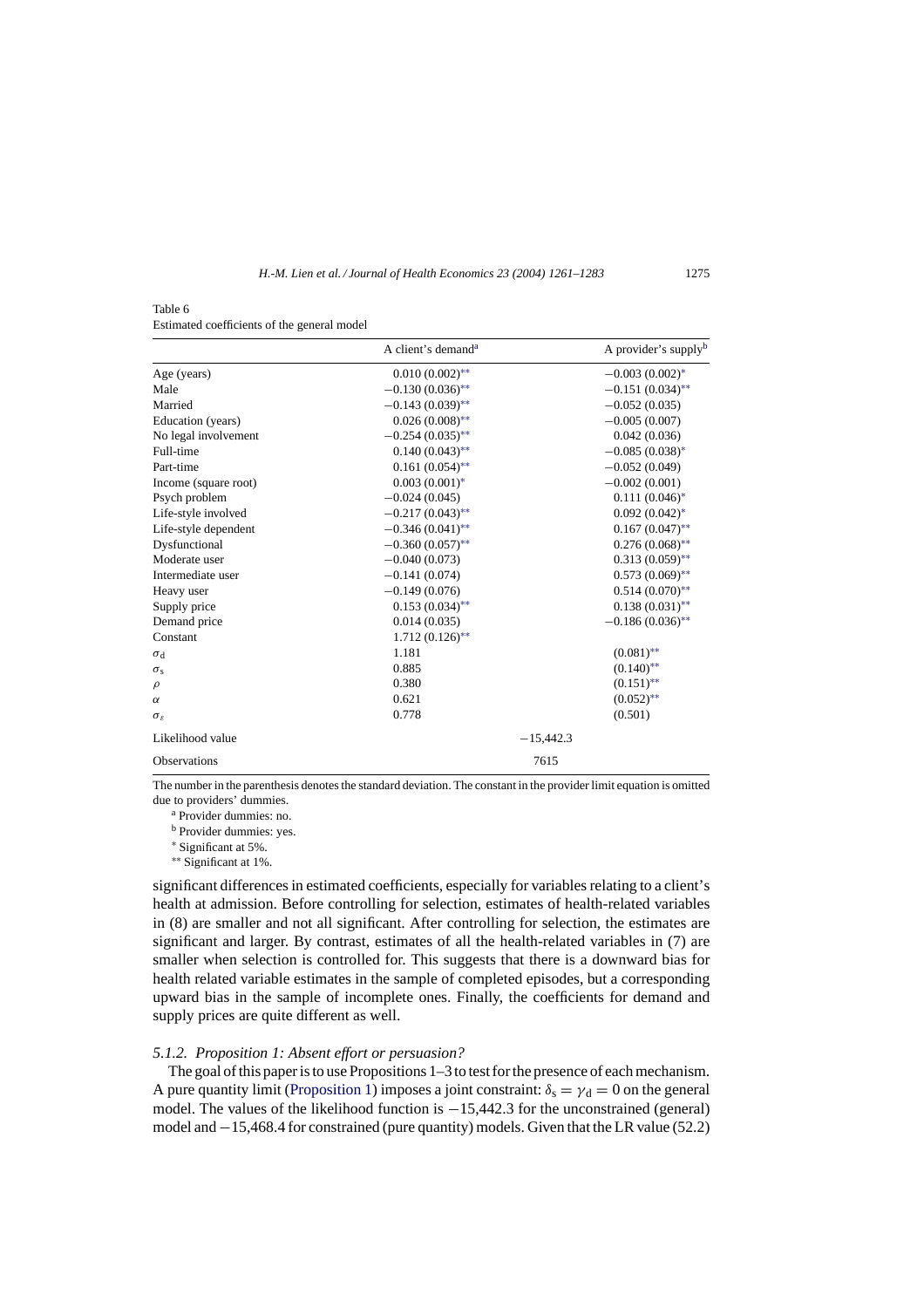Table 6
Estimated coefficients of the general model

| | A client's demand[a] | | A provider's supply[b] |
|---|---|---|---|
| Age (years) | 0.010 (0.002)** | | −0.003 (0.002)* |
| Male | −0.130 (0.036)** | | −0.151 (0.034)** |
| Married | −0.143 (0.039)** | | −0.052 (0.035) |
| Education (years) | 0.026 (0.008)** | | −0.005 (0.007) |
| No legal involvement | −0.254 (0.035)** | | 0.042 (0.036) |
| Full-time | 0.140 (0.043)** | | −0.085 (0.038)* |
| Part-time | 0.161 (0.054)** | | −0.052 (0.049) |
| Income (square root) | 0.003 (0.001)* | | −0.002 (0.001) |
| Psych problem | −0.024 (0.045) | | 0.111 (0.046)* |
| Life-style involved | −0.217 (0.043)** | | 0.092 (0.042)* |
| Life-style dependent | −0.346 (0.041)** | | 0.167 (0.047)** |
| Dysfunctional | −0.360 (0.057)** | | 0.276 (0.068)** |
| Moderate user | −0.040 (0.073) | | 0.313 (0.059)** |
| Intermediate user | −0.141 (0.074) | | 0.573 (0.069)** |
| Heavy user | −0.149 (0.076) | | 0.514 (0.070)** |
| Supply price | 0.153 (0.034)** | | 0.138 (0.031)** |
| Demand price | 0.014 (0.035) | | −0.186 (0.036)** |
| Constant | 1.712 (0.126)** | | |
| $\sigma_d$ | 1.181 | | (0.081)** |
| $\sigma_s$ | 0.885 | | (0.140)** |
| $\rho$ | 0.380 | | (0.151)** |
| $\alpha$ | 0.621 | | (0.052)** |
| $\sigma_\varepsilon$ | 0.778 | | (0.501) |
| Likelihood value | | −15,442.3 | |
| Observations | | 7615 | |

The number in the parenthesis denotes the standard deviation. The constant in the provider limit equation is omitted due to providers' dummies.

[a] Provider dummies: no.

[b] Provider dummies: yes.

\* Significant at 5%.

\*\* Significant at 1%.

significant differences in estimated coefficients, especially for variables relating to a client's health at admission. Before controlling for selection, estimates of health-related variables in (8) are smaller and not all significant. After controlling for selection, the estimates are significant and larger. By contrast, estimates of all the health-related variables in (7) are smaller when selection is controlled for. This suggests that there is a downward bias for health related variable estimates in the sample of completed episodes, but a corresponding upward bias in the sample of incomplete ones. Finally, the coefficients for demand and supply prices are quite different as well.

#### 5.1.2. Proposition 1: Absent effort or persuasion?

The goal of this paper is to use Propositions 1–3 to test for the presence of each mechanism. A pure quantity limit (Proposition 1) imposes a joint constraint: $\delta_s = \gamma_d = 0$ on the general model. The values of the likelihood function is −15,442.3 for the unconstrained (general) model and −15,468.4 for constrained (pure quantity) models. Given that the LR value (52.2)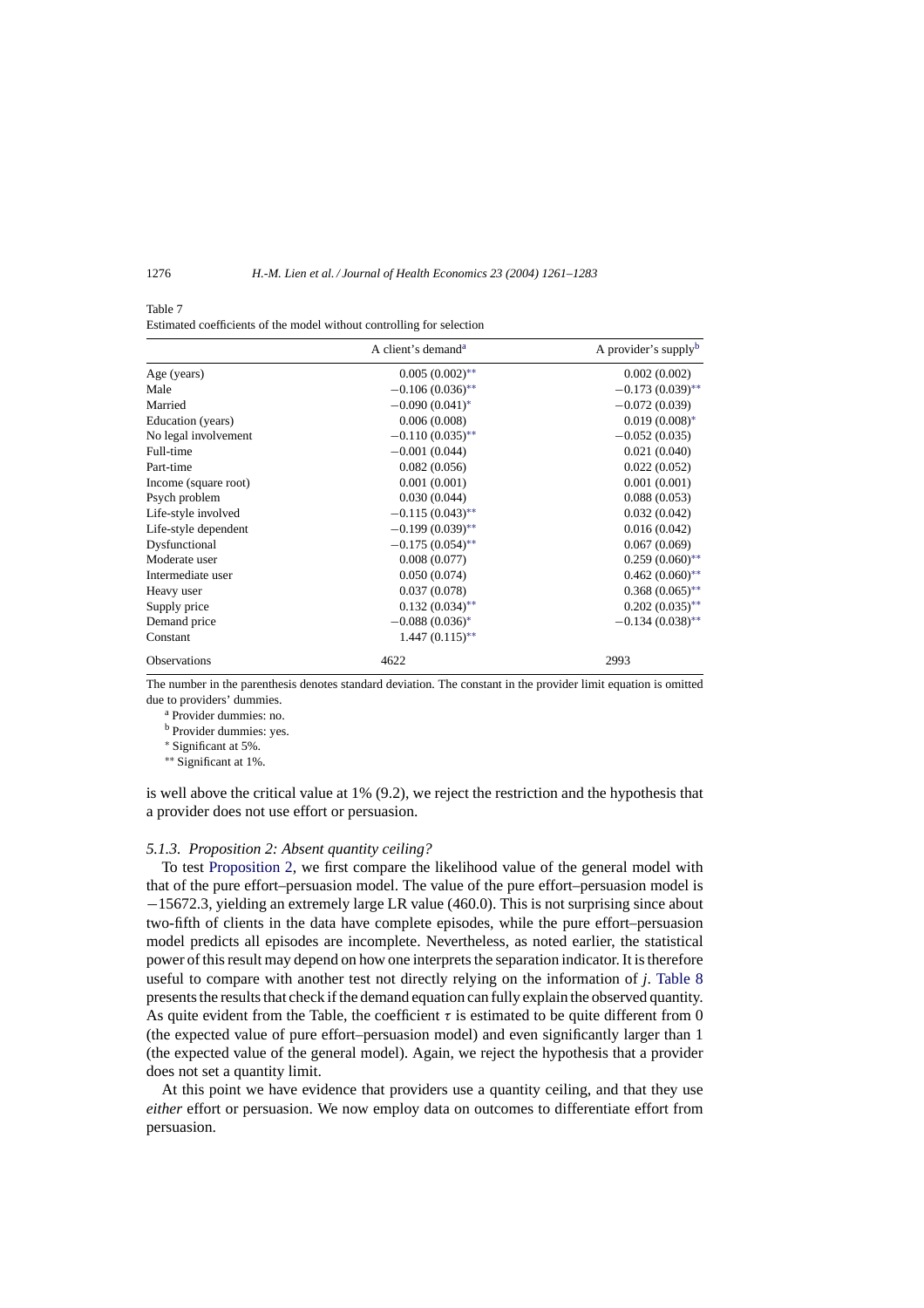Table 7

Estimated coefficients of the model without controlling for selection

| | A client's demand[a] | A provider's supply[b] |
|---|---|---|
| Age (years) | 0.005 (0.002)** | 0.002 (0.002) |
| Male | −0.106 (0.036)** | −0.173 (0.039)** |
| Married | −0.090 (0.041)* | −0.072 (0.039) |
| Education (years) | 0.006 (0.008) | 0.019 (0.008)* |
| No legal involvement | −0.110 (0.035)** | −0.052 (0.035) |
| Full-time | −0.001 (0.044) | 0.021 (0.040) |
| Part-time | 0.082 (0.056) | 0.022 (0.052) |
| Income (square root) | 0.001 (0.001) | 0.001 (0.001) |
| Psych problem | 0.030 (0.044) | 0.088 (0.053) |
| Life-style involved | −0.115 (0.043)** | 0.032 (0.042) |
| Life-style dependent | −0.199 (0.039)** | 0.016 (0.042) |
| Dysfunctional | −0.175 (0.054)** | 0.067 (0.069) |
| Moderate user | 0.008 (0.077) | 0.259 (0.060)** |
| Intermediate user | 0.050 (0.074) | 0.462 (0.060)** |
| Heavy user | 0.037 (0.078) | 0.368 (0.065)** |
| Supply price | 0.132 (0.034)** | 0.202 (0.035)** |
| Demand price | −0.088 (0.036)* | −0.134 (0.038)** |
| Constant | 1.447 (0.115)** | |
| Observations | 4622 | 2993 |

The number in the parenthesis denotes standard deviation. The constant in the provider limit equation is omitted due to providers' dummies.

[a] Provider dummies: no.

[b] Provider dummies: yes.

* Significant at 5%.

** Significant at 1%.

is well above the critical value at 1% (9.2), we reject the restriction and the hypothesis that a provider does not use effort or persuasion.

### *5.1.3. Proposition 2: Absent quantity ceiling?*

To test Proposition 2, we first compare the likelihood value of the general model with that of the pure effort–persuasion model. The value of the pure effort–persuasion model is −15672.3, yielding an extremely large LR value (460.0). This is not surprising since about two-fifth of clients in the data have complete episodes, while the pure effort–persuasion model predicts all episodes are incomplete. Nevertheless, as noted earlier, the statistical power of this result may depend on how one interprets the separation indicator. It is therefore useful to compare with another test not directly relying on the information of $j$. Table 8 presents the results that check if the demand equation can fully explain the observed quantity. As quite evident from the Table, the coefficient $\tau$ is estimated to be quite different from 0 (the expected value of pure effort–persuasion model) and even significantly larger than 1 (the expected value of the general model). Again, we reject the hypothesis that a provider does not set a quantity limit.

At this point we have evidence that providers use a quantity ceiling, and that they use *either* effort or persuasion. We now employ data on outcomes to differentiate effort from persuasion.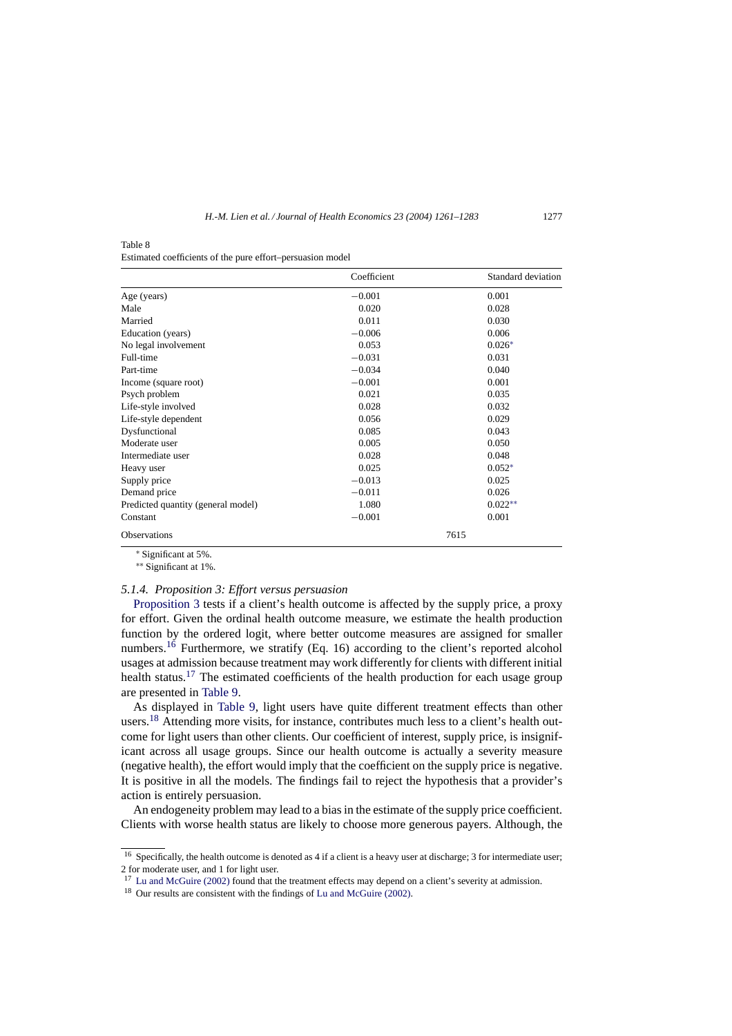Table 8
Estimated coefficients of the pure effort–persuasion model

| | Coefficient | Standard deviation |
|---|---|---|
| Age (years) | −0.001 | 0.001 |
| Male | 0.020 | 0.028 |
| Married | 0.011 | 0.030 |
| Education (years) | −0.006 | 0.006 |
| No legal involvement | 0.053 | 0.026* |
| Full-time | −0.031 | 0.031 |
| Part-time | −0.034 | 0.040 |
| Income (square root) | −0.001 | 0.001 |
| Psych problem | 0.021 | 0.035 |
| Life-style involved | 0.028 | 0.032 |
| Life-style dependent | 0.056 | 0.029 |
| Dysfunctional | 0.085 | 0.043 |
| Moderate user | 0.005 | 0.050 |
| Intermediate user | 0.028 | 0.048 |
| Heavy user | 0.025 | 0.052* |
| Supply price | −0.013 | 0.025 |
| Demand price | −0.011 | 0.026 |
| Predicted quantity (general model) | 1.080 | 0.022** |
| Constant | −0.001 | 0.001 |
| Observations | 7615 | |

* Significant at 5%.

** Significant at 1%.

#### 5.1.4. Proposition 3: Effort versus persuasion

Proposition 3 tests if a client's health outcome is affected by the supply price, a proxy for effort. Given the ordinal health outcome measure, we estimate the health production function by the ordered logit, where better outcome measures are assigned for smaller numbers.[16] Furthermore, we stratify (Eq. 16) according to the client's reported alcohol usages at admission because treatment may work differently for clients with different initial health status.[17] The estimated coefficients of the health production for each usage group are presented in Table 9.

As displayed in Table 9, light users have quite different treatment effects than other users.[18] Attending more visits, for instance, contributes much less to a client's health outcome for light users than other clients. Our coefficient of interest, supply price, is insignificant across all usage groups. Since our health outcome is actually a severity measure (negative health), the effort would imply that the coefficient on the supply price is negative. It is positive in all the models. The findings fail to reject the hypothesis that a provider's action is entirely persuasion.

An endogeneity problem may lead to a bias in the estimate of the supply price coefficient. Clients with worse health status are likely to choose more generous payers. Although, the

[16] Specifically, the health outcome is denoted as 4 if a client is a heavy user at discharge; 3 for intermediate user; 2 for moderate user, and 1 for light user.

[17] Lu and McGuire (2002) found that the treatment effects may depend on a client's severity at admission.

[18] Our results are consistent with the findings of Lu and McGuire (2002).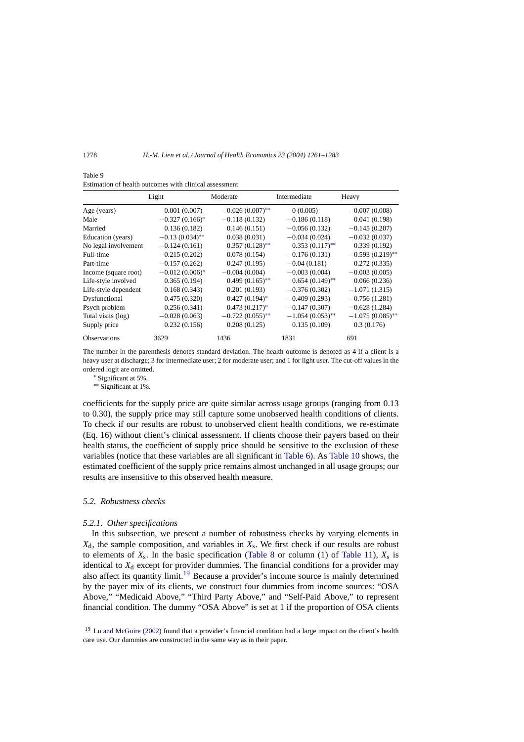Table 9
Estimation of health outcomes with clinical assessment

| | Light | Moderate | Intermediate | Heavy |
|---|---|---|---|---|
| Age (years) | 0.001 (0.007) | −0.026 (0.007)** | 0 (0.005) | −0.007 (0.008) |
| Male | −0.327 (0.166)* | −0.118 (0.132) | −0.186 (0.118) | 0.041 (0.198) |
| Married | 0.136 (0.182) | 0.146 (0.151) | −0.056 (0.132) | −0.145 (0.207) |
| Education (years) | −0.13 (0.034)** | 0.038 (0.031) | −0.034 (0.024) | −0.032 (0.037) |
| No legal involvement | −0.124 (0.161) | 0.357 (0.128)** | 0.353 (0.117)** | 0.339 (0.192) |
| Full-time | −0.215 (0.202) | 0.078 (0.154) | −0.176 (0.131) | −0.593 (0.219)** |
| Part-time | −0.157 (0.262) | 0.247 (0.195) | −0.04 (0.181) | 0.272 (0.335) |
| Income (square root) | −0.012 (0.006)* | −0.004 (0.004) | −0.003 (0.004) | −0.003 (0.005) |
| Life-style involved | 0.365 (0.194) | 0.499 (0.165)** | 0.654 (0.149)** | 0.066 (0.236) |
| Life-style dependent | 0.168 (0.343) | 0.201 (0.193) | −0.376 (0.302) | −1.071 (1.315) |
| Dysfunctional | 0.475 (0.320) | 0.427 (0.194)* | −0.409 (0.293) | −0.756 (1.281) |
| Psych problem | 0.256 (0.341) | 0.473 (0.217)* | −0.147 (0.307) | −0.628 (1.284) |
| Total visits (log) | −0.028 (0.063) | −0.722 (0.055)** | −1.054 (0.053)** | −1.075 (0.085)** |
| Supply price | 0.232 (0.156) | 0.208 (0.125) | 0.135 (0.109) | 0.3 (0.176) |
| Observations | 3629 | 1436 | 1831 | 691 |

The number in the parenthesis denotes standard deviation. The health outcome is denoted as 4 if a client is a heavy user at discharge; 3 for intermediate user; 2 for moderate user; and 1 for light user. The cut-off values in the ordered logit are omitted.

\* Significant at 5%.

\*\* Significant at 1%.

coefficients for the supply price are quite similar across usage groups (ranging from 0.13 to 0.30), the supply price may still capture some unobserved health conditions of clients. To check if our results are robust to unobserved client health conditions, we re-estimate (Eq. 16) without client's clinical assessment. If clients choose their payers based on their health status, the coefficient of supply price should be sensitive to the exclusion of these variables (notice that these variables are all significant in Table 6). As Table 10 shows, the estimated coefficient of the supply price remains almost unchanged in all usage groups; our results are insensitive to this observed health measure.

### 5.2. Robustness checks

#### 5.2.1. Other specifications

In this subsection, we present a number of robustness checks by varying elements in $X_d$, the sample composition, and variables in $X_s$. We first check if our results are robust to elements of $X_s$. In the basic specification (Table 8 or column (1) of Table 11), $X_s$ is identical to $X_d$ except for provider dummies. The financial conditions for a provider may also affect its quantity limit.[19] Because a provider's income source is mainly determined by the payer mix of its clients, we construct four dummies from income sources: "OSA Above," "Medicaid Above," "Third Party Above," and "Self-Paid Above," to represent financial condition. The dummy "OSA Above" is set at 1 if the proportion of OSA clients

[19] Lu and McGuire (2002) found that a provider's financial condition had a large impact on the client's health care use. Our dummies are constructed in the same way as in their paper.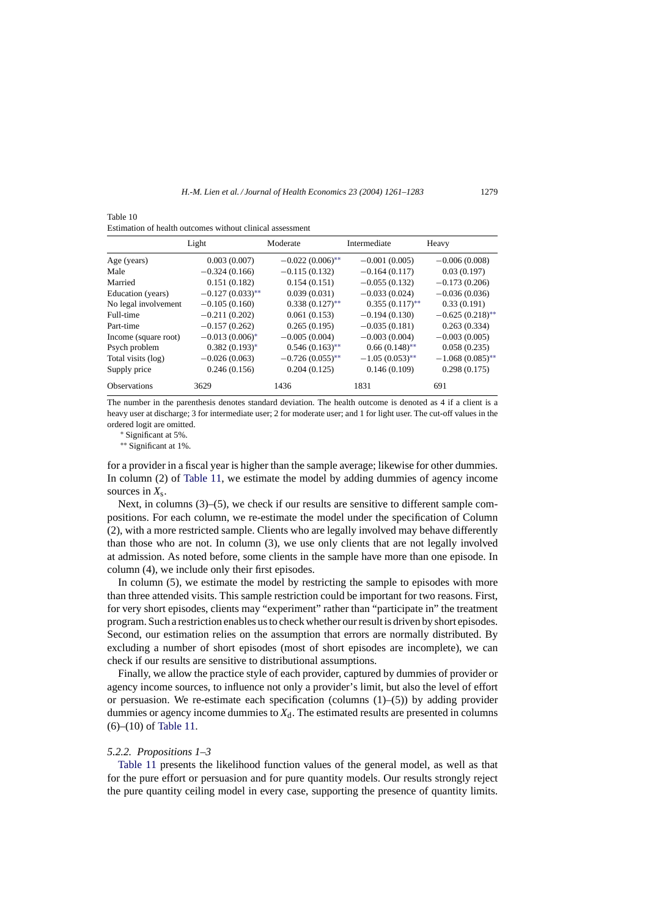Table 10
Estimation of health outcomes without clinical assessment

| | Light | Moderate | Intermediate | Heavy |
|---|---|---|---|---|
| Age (years) | 0.003 (0.007) | −0.022 (0.006)** | −0.001 (0.005) | −0.006 (0.008) |
| Male | −0.324 (0.166) | −0.115 (0.132) | −0.164 (0.117) | 0.03 (0.197) |
| Married | 0.151 (0.182) | 0.154 (0.151) | −0.055 (0.132) | −0.173 (0.206) |
| Education (years) | −0.127 (0.033)** | 0.039 (0.031) | −0.033 (0.024) | −0.036 (0.036) |
| No legal involvement | −0.105 (0.160) | 0.338 (0.127)** | 0.355 (0.117)** | 0.33 (0.191) |
| Full-time | −0.211 (0.202) | 0.061 (0.153) | −0.194 (0.130) | −0.625 (0.218)** |
| Part-time | −0.157 (0.262) | 0.265 (0.195) | −0.035 (0.181) | 0.263 (0.334) |
| Income (square root) | −0.013 (0.006)* | −0.005 (0.004) | −0.003 (0.004) | −0.003 (0.005) |
| Psych problem | 0.382 (0.193)* | 0.546 (0.163)** | 0.66 (0.148)** | 0.058 (0.235) |
| Total visits (log) | −0.026 (0.063) | −0.726 (0.055)** | −1.05 (0.053)** | −1.068 (0.085)** |
| Supply price | 0.246 (0.156) | 0.204 (0.125) | 0.146 (0.109) | 0.298 (0.175) |
| Observations | 3629 | 1436 | 1831 | 691 |

The number in the parenthesis denotes standard deviation. The health outcome is denoted as 4 if a client is a heavy user at discharge; 3 for intermediate user; 2 for moderate user; and 1 for light user. The cut-off values in the ordered logit are omitted.

* Significant at 5%.

** Significant at 1%.

for a provider in a fiscal year is higher than the sample average; likewise for other dummies. In column (2) of Table 11, we estimate the model by adding dummies of agency income sources in $X_s$.

Next, in columns (3)–(5), we check if our results are sensitive to different sample compositions. For each column, we re-estimate the model under the specification of Column (2), with a more restricted sample. Clients who are legally involved may behave differently than those who are not. In column (3), we use only clients that are not legally involved at admission. As noted before, some clients in the sample have more than one episode. In column (4), we include only their first episodes.

In column (5), we estimate the model by restricting the sample to episodes with more than three attended visits. This sample restriction could be important for two reasons. First, for very short episodes, clients may "experiment" rather than "participate in" the treatment program. Such a restriction enables us to check whether our result is driven by short episodes. Second, our estimation relies on the assumption that errors are normally distributed. By excluding a number of short episodes (most of short episodes are incomplete), we can check if our results are sensitive to distributional assumptions.

Finally, we allow the practice style of each provider, captured by dummies of provider or agency income sources, to influence not only a provider's limit, but also the level of effort or persuasion. We re-estimate each specification (columns (1)–(5)) by adding provider dummies or agency income dummies to $X_d$. The estimated results are presented in columns (6)–(10) of Table 11.

### *5.2.2. Propositions 1–3*

Table 11 presents the likelihood function values of the general model, as well as that for the pure effort or persuasion and for pure quantity models. Our results strongly reject the pure quantity ceiling model in every case, supporting the presence of quantity limits.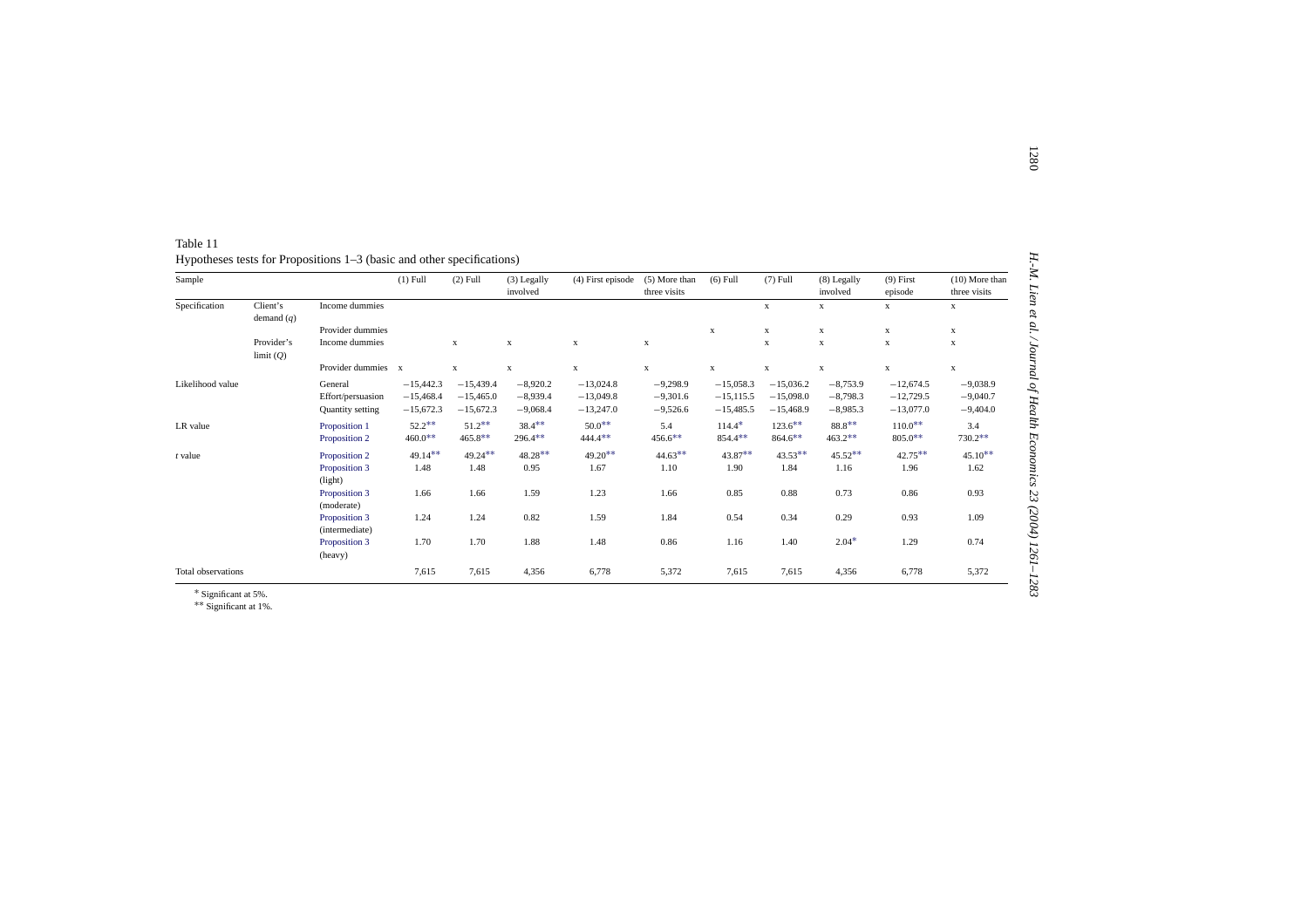Table 11

Hypotheses tests for Propositions 1–3 (basic and other specifications)

| Sample | | | (1) Full | (2) Full | (3) Legally involved | (4) First episode | (5) More than three visits | (6) Full | (7) Full | (8) Legally involved | (9) First episode | (10) More than three visits |
|---|---|---|---|---|---|---|---|---|---|---|---|---|
| Specification | Client's demand ($q$) | Income dummies | | | | | | | x | x | x | x |
| | | Provider dummies | | | | | | x | x | x | x | x |
| | Provider's limit ($Q$) | Income dummies | | x | x | x | x | | x | x | x | x |
| | | Provider dummies | x | x | x | x | x | x | x | x | x | x |
| Likelihood value | | General | −15,442.3 | −15,439.4 | −8,920.2 | −13,024.8 | −9,298.9 | −15,058.3 | −15,036.2 | −8,753.9 | −12,674.5 | −9,038.9 |
| | | Effort/persuasion | −15,468.4 | −15,465.0 | −8,939.4 | −13,049.8 | −9,301.6 | −15,115.5 | −15,098.0 | −8,798.3 | −12,729.5 | −9,040.7 |
| | | Quantity setting | −15,672.3 | −15,672.3 | −9,068.4 | −13,247.0 | −9,526.6 | −15,485.5 | −15,468.9 | −8,985.3 | −13,077.0 | −9,404.0 |
| LR value | | Proposition 1 | 52.2** | 51.2** | 38.4** | 50.0** | 5.4 | 114.4* | 123.6** | 88.8** | 110.0** | 3.4 |
| | | Proposition 2 | 460.0** | 465.8** | 296.4** | 444.4** | 456.6** | 854.4** | 864.6** | 463.2** | 805.0** | 730.2** |
| $t$ value | | Proposition 2 | 49.14** | 49.24** | 48.28** | 49.20** | 44.63** | 43.87** | 43.53** | 45.52** | 42.75** | 45.10** |
| | | Proposition 3 (light) | 1.48 | 1.48 | 0.95 | 1.67 | 1.10 | 1.90 | 1.84 | 1.16 | 1.96 | 1.62 |
| | | Proposition 3 (moderate) | 1.66 | 1.66 | 1.59 | 1.23 | 1.66 | 0.85 | 0.88 | 0.73 | 0.86 | 0.93 |
| | | Proposition 3 (intermediate) | 1.24 | 1.24 | 0.82 | 1.59 | 1.84 | 0.54 | 0.34 | 0.29 | 0.93 | 1.09 |
| | | Proposition 3 (heavy) | 1.70 | 1.70 | 1.88 | 1.48 | 0.86 | 1.16 | 1.40 | 2.04* | 1.29 | 0.74 |
| Total observations | | | 7,615 | 7,615 | 4,356 | 6,778 | 5,372 | 7,615 | 7,615 | 4,356 | 6,778 | 5,372 |

\* Significant at 5%.

\*\* Significant at 1%.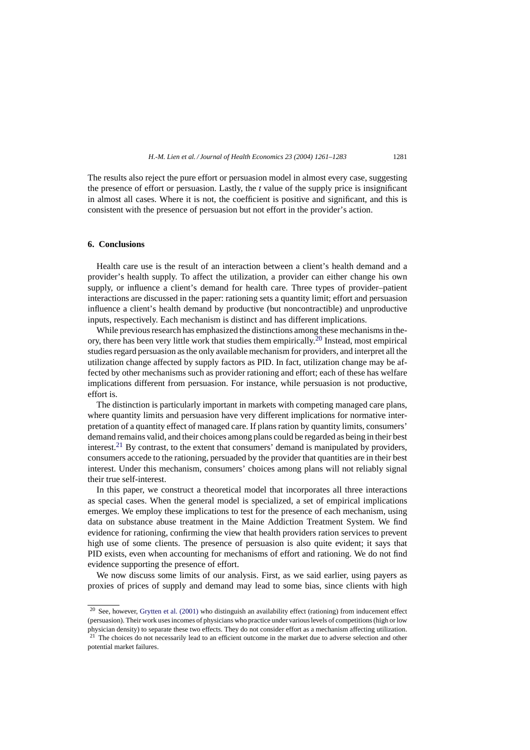The results also reject the pure effort or persuasion model in almost every case, suggesting the presence of effort or persuasion. Lastly, the *t* value of the supply price is insignificant in almost all cases. Where it is not, the coefficient is positive and significant, and this is consistent with the presence of persuasion but not effort in the provider's action.

## 6. Conclusions

Health care use is the result of an interaction between a client's health demand and a provider's health supply. To affect the utilization, a provider can either change his own supply, or influence a client's demand for health care. Three types of provider–patient interactions are discussed in the paper: rationing sets a quantity limit; effort and persuasion influence a client's health demand by productive (but noncontractible) and unproductive inputs, respectively. Each mechanism is distinct and has different implications.

While previous research has emphasized the distinctions among these mechanisms in theory, there has been very little work that studies them empirically.[20] Instead, most empirical studies regard persuasion as the only available mechanism for providers, and interpret all the utilization change affected by supply factors as PID. In fact, utilization change may be affected by other mechanisms such as provider rationing and effort; each of these has welfare implications different from persuasion. For instance, while persuasion is not productive, effort is.

The distinction is particularly important in markets with competing managed care plans, where quantity limits and persuasion have very different implications for normative interpretation of a quantity effect of managed care. If plans ration by quantity limits, consumers' demand remains valid, and their choices among plans could be regarded as being in their best interest.[21] By contrast, to the extent that consumers' demand is manipulated by providers, consumers accede to the rationing, persuaded by the provider that quantities are in their best interest. Under this mechanism, consumers' choices among plans will not reliably signal their true self-interest.

In this paper, we construct a theoretical model that incorporates all three interactions as special cases. When the general model is specialized, a set of empirical implications emerges. We employ these implications to test for the presence of each mechanism, using data on substance abuse treatment in the Maine Addiction Treatment System. We find evidence for rationing, confirming the view that health providers ration services to prevent high use of some clients. The presence of persuasion is also quite evident; it says that PID exists, even when accounting for mechanisms of effort and rationing. We do not find evidence supporting the presence of effort.

We now discuss some limits of our analysis. First, as we said earlier, using payers as proxies of prices of supply and demand may lead to some bias, since clients with high

---

[20] See, however, Grytten et al. (2001) who distinguish an availability effect (rationing) from inducement effect (persuasion). Their work uses incomes of physicians who practice under various levels of competitions (high or low physician density) to separate these two effects. They do not consider effort as a mechanism affecting utilization.

[21] The choices do not necessarily lead to an efficient outcome in the market due to adverse selection and other potential market failures.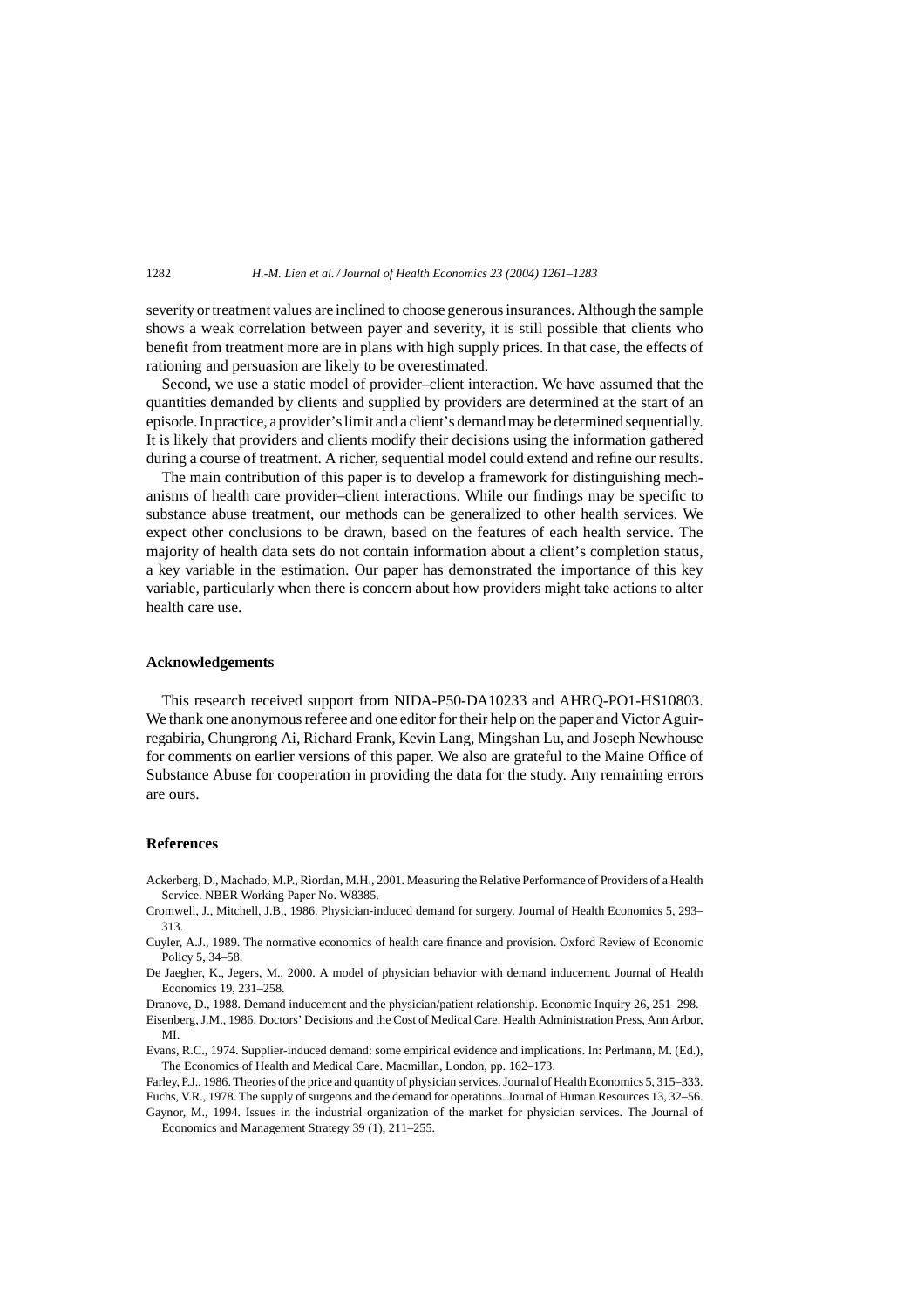severity or treatment values are inclined to choose generous insurances. Although the sample shows a weak correlation between payer and severity, it is still possible that clients who benefit from treatment more are in plans with high supply prices. In that case, the effects of rationing and persuasion are likely to be overestimated.

Second, we use a static model of provider–client interaction. We have assumed that the quantities demanded by clients and supplied by providers are determined at the start of an episode. In practice, a provider's limit and a client's demand may be determined sequentially. It is likely that providers and clients modify their decisions using the information gathered during a course of treatment. A richer, sequential model could extend and refine our results.

The main contribution of this paper is to develop a framework for distinguishing mechanisms of health care provider–client interactions. While our findings may be specific to substance abuse treatment, our methods can be generalized to other health services. We expect other conclusions to be drawn, based on the features of each health service. The majority of health data sets do not contain information about a client's completion status, a key variable in the estimation. Our paper has demonstrated the importance of this key variable, particularly when there is concern about how providers might take actions to alter health care use.

## Acknowledgements

This research received support from NIDA-P50-DA10233 and AHRQ-PO1-HS10803. We thank one anonymous referee and one editor for their help on the paper and Victor Aguirregabiria, Chungrong Ai, Richard Frank, Kevin Lang, Mingshan Lu, and Joseph Newhouse for comments on earlier versions of this paper. We also are grateful to the Maine Office of Substance Abuse for cooperation in providing the data for the study. Any remaining errors are ours.

## References

Ackerberg, D., Machado, M.P., Riordan, M.H., 2001. Measuring the Relative Performance of Providers of a Health Service. NBER Working Paper No. W8385.

Cromwell, J., Mitchell, J.B., 1986. Physician-induced demand for surgery. Journal of Health Economics 5, 293–313.

Cuyler, A.J., 1989. The normative economics of health care finance and provision. Oxford Review of Economic Policy 5, 34–58.

De Jaegher, K., Jegers, M., 2000. A model of physician behavior with demand inducement. Journal of Health Economics 19, 231–258.

Dranove, D., 1988. Demand inducement and the physician/patient relationship. Economic Inquiry 26, 251–298.

Eisenberg, J.M., 1986. Doctors' Decisions and the Cost of Medical Care. Health Administration Press, Ann Arbor, MI.

Evans, R.C., 1974. Supplier-induced demand: some empirical evidence and implications. In: Perlmann, M. (Ed.), The Economics of Health and Medical Care. Macmillan, London, pp. 162–173.

Farley, P.J., 1986. Theories of the price and quantity of physician services. Journal of Health Economics 5, 315–333.

Fuchs, V.R., 1978. The supply of surgeons and the demand for operations. Journal of Human Resources 13, 32–56.

Gaynor, M., 1994. Issues in the industrial organization of the market for physician services. The Journal of Economics and Management Strategy 39 (1), 211–255.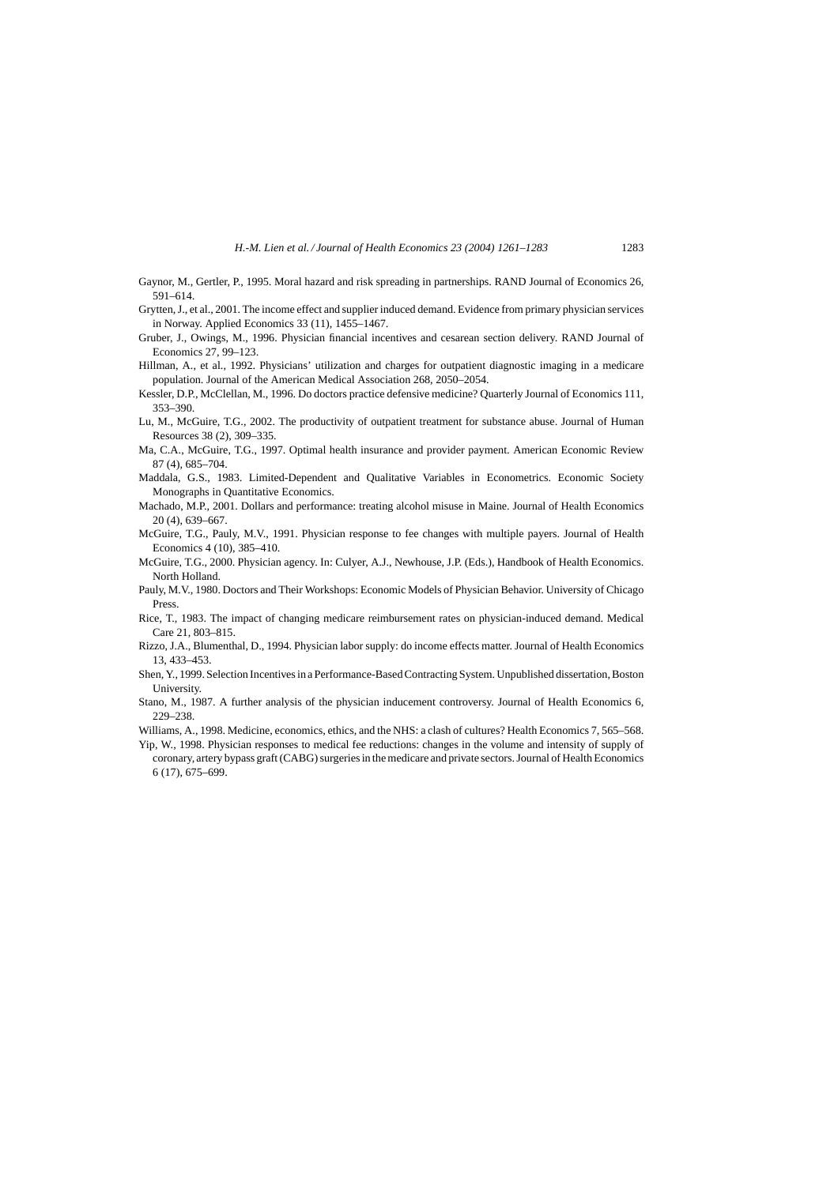Gaynor, M., Gertler, P., 1995. Moral hazard and risk spreading in partnerships. RAND Journal of Economics 26, 591–614.

Grytten, J., et al., 2001. The income effect and supplier induced demand. Evidence from primary physician services in Norway. Applied Economics 33 (11), 1455–1467.

Gruber, J., Owings, M., 1996. Physician financial incentives and cesarean section delivery. RAND Journal of Economics 27, 99–123.

Hillman, A., et al., 1992. Physicians' utilization and charges for outpatient diagnostic imaging in a medicare population. Journal of the American Medical Association 268, 2050–2054.

Kessler, D.P., McClellan, M., 1996. Do doctors practice defensive medicine? Quarterly Journal of Economics 111, 353–390.

Lu, M., McGuire, T.G., 2002. The productivity of outpatient treatment for substance abuse. Journal of Human Resources 38 (2), 309–335.

Ma, C.A., McGuire, T.G., 1997. Optimal health insurance and provider payment. American Economic Review 87 (4), 685–704.

Maddala, G.S., 1983. Limited-Dependent and Qualitative Variables in Econometrics. Economic Society Monographs in Quantitative Economics.

Machado, M.P., 2001. Dollars and performance: treating alcohol misuse in Maine. Journal of Health Economics 20 (4), 639–667.

McGuire, T.G., Pauly, M.V., 1991. Physician response to fee changes with multiple payers. Journal of Health Economics 4 (10), 385–410.

McGuire, T.G., 2000. Physician agency. In: Culyer, A.J., Newhouse, J.P. (Eds.), Handbook of Health Economics. North Holland.

Pauly, M.V., 1980. Doctors and Their Workshops: Economic Models of Physician Behavior. University of Chicago Press.

Rice, T., 1983. The impact of changing medicare reimbursement rates on physician-induced demand. Medical Care 21, 803–815.

Rizzo, J.A., Blumenthal, D., 1994. Physician labor supply: do income effects matter. Journal of Health Economics 13, 433–453.

Shen, Y., 1999. Selection Incentives in a Performance-Based Contracting System. Unpublished dissertation, Boston University.

Stano, M., 1987. A further analysis of the physician inducement controversy. Journal of Health Economics 6, 229–238.

Williams, A., 1998. Medicine, economics, ethics, and the NHS: a clash of cultures? Health Economics 7, 565–568.

Yip, W., 1998. Physician responses to medical fee reductions: changes in the volume and intensity of supply of coronary, artery bypass graft (CABG) surgeries in the medicare and private sectors. Journal of Health Economics 6 (17), 675–699.